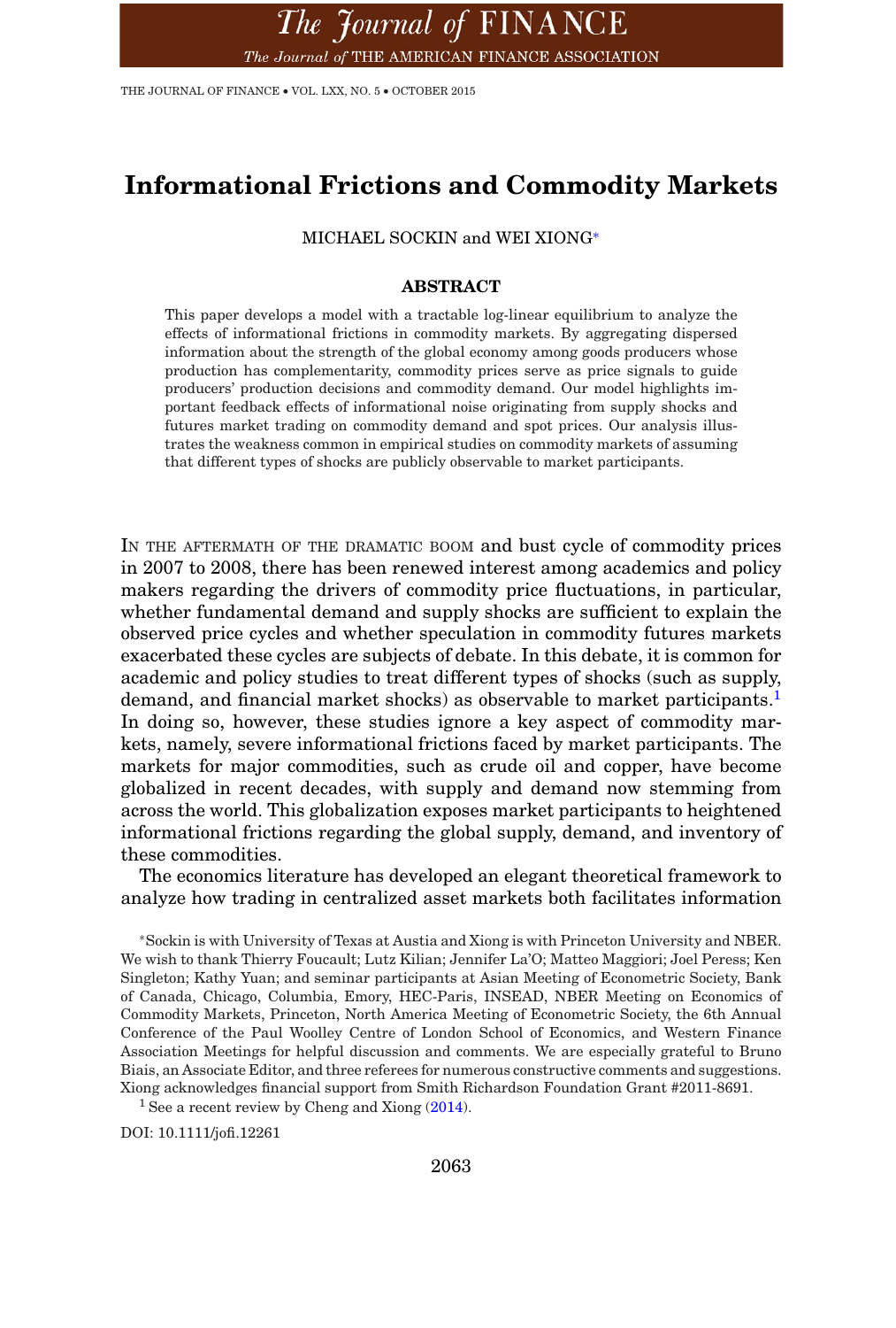# Informational Frictions and Commodity Markets

MICHAEL SOCKIN and WEI XIONG*

## ABSTRACT

This paper develops a model with a tractable log-linear equilibrium to analyze the effects of informational frictions in commodity markets. By aggregating dispersed information about the strength of the global economy among goods producers whose production has complementarity, commodity prices serve as price signals to guide producers' production decisions and commodity demand. Our model highlights important feedback effects of informational noise originating from supply shocks and futures market trading on commodity demand and spot prices. Our analysis illustrates the weakness common in empirical studies on commodity markets of assuming that different types of shocks are publicly observable to market participants.

IN THE AFTERMATH OF THE DRAMATIC BOOM and bust cycle of commodity prices in 2007 to 2008, there has been renewed interest among academics and policy makers regarding the drivers of commodity price fluctuations, in particular, whether fundamental demand and supply shocks are sufficient to explain the observed price cycles and whether speculation in commodity futures markets exacerbated these cycles are subjects of debate. In this debate, it is common for academic and policy studies to treat different types of shocks (such as supply, demand, and financial market shocks) as observable to market participants.[1] In doing so, however, these studies ignore a key aspect of commodity markets, namely, severe informational frictions faced by market participants. The markets for major commodities, such as crude oil and copper, have become globalized in recent decades, with supply and demand now stemming from across the world. This globalization exposes market participants to heightened informational frictions regarding the global supply, demand, and inventory of these commodities.

The economics literature has developed an elegant theoretical framework to analyze how trading in centralized asset markets both facilitates information

*Sockin is with University of Texas at Austia and Xiong is with Princeton University and NBER. We wish to thank Thierry Foucault; Lutz Kilian; Jennifer La'O; Matteo Maggiori; Joel Peress; Ken Singleton; Kathy Yuan; and seminar participants at Asian Meeting of Econometric Society, Bank of Canada, Chicago, Columbia, Emory, HEC-Paris, INSEAD, NBER Meeting on Economics of Commodity Markets, Princeton, North America Meeting of Econometric Society, the 6th Annual Conference of the Paul Woolley Centre of London School of Economics, and Western Finance Association Meetings for helpful discussion and comments. We are especially grateful to Bruno Biais, an Associate Editor, and three referees for numerous constructive comments and suggestions. Xiong acknowledges financial support from Smith Richardson Foundation Grant #2011-8691.

[1] See a recent review by Cheng and Xiong (2014).

DOI: 10.1111/jofi.12261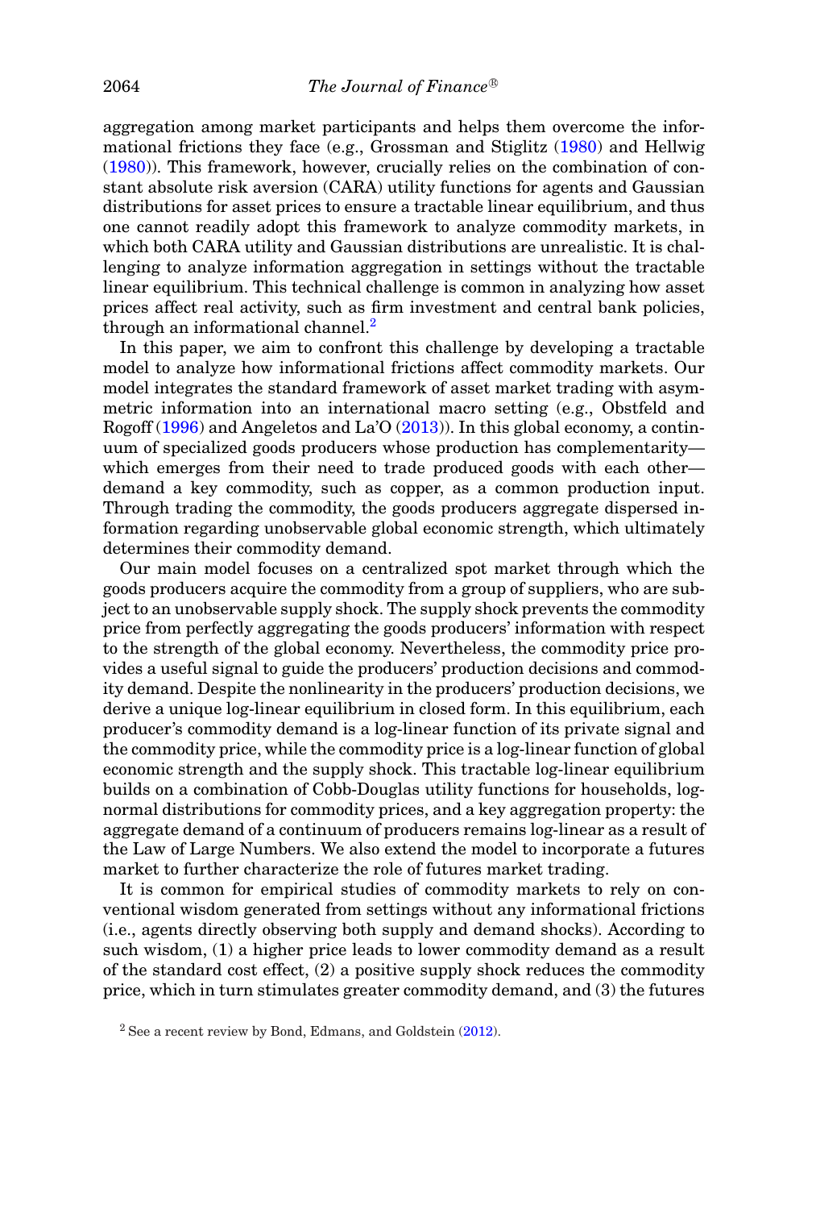aggregation among market participants and helps them overcome the informational frictions they face (e.g., Grossman and Stiglitz (1980) and Hellwig (1980)). This framework, however, crucially relies on the combination of constant absolute risk aversion (CARA) utility functions for agents and Gaussian distributions for asset prices to ensure a tractable linear equilibrium, and thus one cannot readily adopt this framework to analyze commodity markets, in which both CARA utility and Gaussian distributions are unrealistic. It is challenging to analyze information aggregation in settings without the tractable linear equilibrium. This technical challenge is common in analyzing how asset prices affect real activity, such as firm investment and central bank policies, through an informational channel.[2]

In this paper, we aim to confront this challenge by developing a tractable model to analyze how informational frictions affect commodity markets. Our model integrates the standard framework of asset market trading with asymmetric information into an international macro setting (e.g., Obstfeld and Rogoff (1996) and Angeletos and La'O (2013)). In this global economy, a continuum of specialized goods producers whose production has complementarity—which emerges from their need to trade produced goods with each other—demand a key commodity, such as copper, as a common production input. Through trading the commodity, the goods producers aggregate dispersed information regarding unobservable global economic strength, which ultimately determines their commodity demand.

Our main model focuses on a centralized spot market through which the goods producers acquire the commodity from a group of suppliers, who are subject to an unobservable supply shock. The supply shock prevents the commodity price from perfectly aggregating the goods producers' information with respect to the strength of the global economy. Nevertheless, the commodity price provides a useful signal to guide the producers' production decisions and commodity demand. Despite the nonlinearity in the producers' production decisions, we derive a unique log-linear equilibrium in closed form. In this equilibrium, each producer's commodity demand is a log-linear function of its private signal and the commodity price, while the commodity price is a log-linear function of global economic strength and the supply shock. This tractable log-linear equilibrium builds on a combination of Cobb-Douglas utility functions for households, log-normal distributions for commodity prices, and a key aggregation property: the aggregate demand of a continuum of producers remains log-linear as a result of the Law of Large Numbers. We also extend the model to incorporate a futures market to further characterize the role of futures market trading.

It is common for empirical studies of commodity markets to rely on conventional wisdom generated from settings without any informational frictions (i.e., agents directly observing both supply and demand shocks). According to such wisdom, (1) a higher price leads to lower commodity demand as a result of the standard cost effect, (2) a positive supply shock reduces the commodity price, which in turn stimulates greater commodity demand, and (3) the futures

[2] See a recent review by Bond, Edmans, and Goldstein (2012).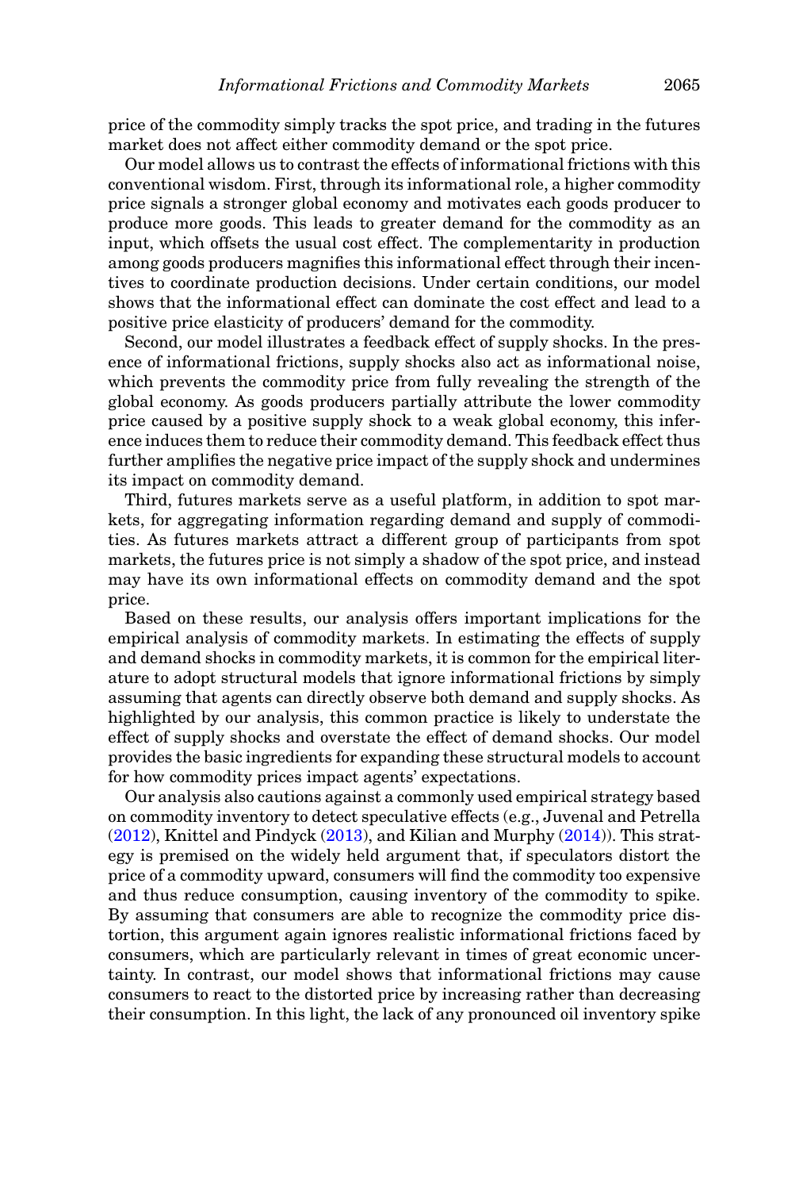price of the commodity simply tracks the spot price, and trading in the futures market does not affect either commodity demand or the spot price.

Our model allows us to contrast the effects of informational frictions with this conventional wisdom. First, through its informational role, a higher commodity price signals a stronger global economy and motivates each goods producer to produce more goods. This leads to greater demand for the commodity as an input, which offsets the usual cost effect. The complementarity in production among goods producers magnifies this informational effect through their incentives to coordinate production decisions. Under certain conditions, our model shows that the informational effect can dominate the cost effect and lead to a positive price elasticity of producers' demand for the commodity.

Second, our model illustrates a feedback effect of supply shocks. In the presence of informational frictions, supply shocks also act as informational noise, which prevents the commodity price from fully revealing the strength of the global economy. As goods producers partially attribute the lower commodity price caused by a positive supply shock to a weak global economy, this inference induces them to reduce their commodity demand. This feedback effect thus further amplifies the negative price impact of the supply shock and undermines its impact on commodity demand.

Third, futures markets serve as a useful platform, in addition to spot markets, for aggregating information regarding demand and supply of commodities. As futures markets attract a different group of participants from spot markets, the futures price is not simply a shadow of the spot price, and instead may have its own informational effects on commodity demand and the spot price.

Based on these results, our analysis offers important implications for the empirical analysis of commodity markets. In estimating the effects of supply and demand shocks in commodity markets, it is common for the empirical literature to adopt structural models that ignore informational frictions by simply assuming that agents can directly observe both demand and supply shocks. As highlighted by our analysis, this common practice is likely to understate the effect of supply shocks and overstate the effect of demand shocks. Our model provides the basic ingredients for expanding these structural models to account for how commodity prices impact agents' expectations.

Our analysis also cautions against a commonly used empirical strategy based on commodity inventory to detect speculative effects (e.g., Juvenal and Petrella (2012), Knittel and Pindyck (2013), and Kilian and Murphy (2014)). This strategy is premised on the widely held argument that, if speculators distort the price of a commodity upward, consumers will find the commodity too expensive and thus reduce consumption, causing inventory of the commodity to spike. By assuming that consumers are able to recognize the commodity price distortion, this argument again ignores realistic informational frictions faced by consumers, which are particularly relevant in times of great economic uncertainty. In contrast, our model shows that informational frictions may cause consumers to react to the distorted price by increasing rather than decreasing their consumption. In this light, the lack of any pronounced oil inventory spike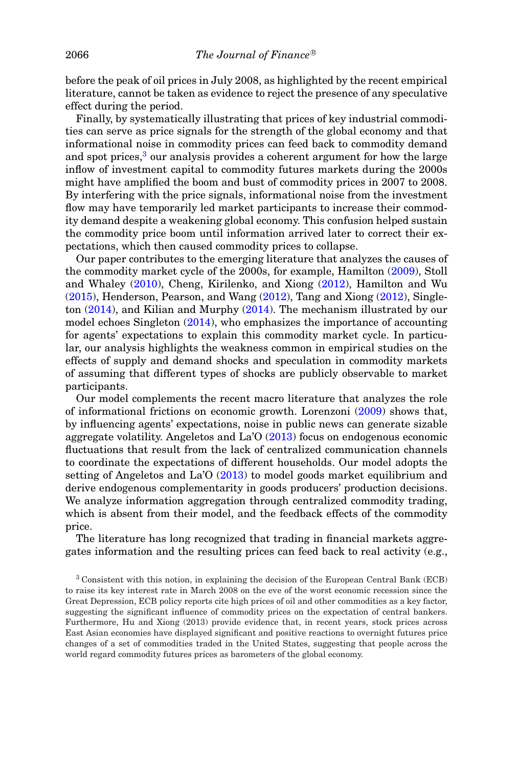before the peak of oil prices in July 2008, as highlighted by the recent empirical literature, cannot be taken as evidence to reject the presence of any speculative effect during the period.

Finally, by systematically illustrating that prices of key industrial commodities can serve as price signals for the strength of the global economy and that informational noise in commodity prices can feed back to commodity demand and spot prices,[3] our analysis provides a coherent argument for how the large inflow of investment capital to commodity futures markets during the 2000s might have amplified the boom and bust of commodity prices in 2007 to 2008. By interfering with the price signals, informational noise from the investment flow may have temporarily led market participants to increase their commodity demand despite a weakening global economy. This confusion helped sustain the commodity price boom until information arrived later to correct their expectations, which then caused commodity prices to collapse.

Our paper contributes to the emerging literature that analyzes the causes of the commodity market cycle of the 2000s, for example, Hamilton (2009), Stoll and Whaley (2010), Cheng, Kirilenko, and Xiong (2012), Hamilton and Wu (2015), Henderson, Pearson, and Wang (2012), Tang and Xiong (2012), Singleton (2014), and Kilian and Murphy (2014). The mechanism illustrated by our model echoes Singleton (2014), who emphasizes the importance of accounting for agents' expectations to explain this commodity market cycle. In particular, our analysis highlights the weakness common in empirical studies on the effects of supply and demand shocks and speculation in commodity markets of assuming that different types of shocks are publicly observable to market participants.

Our model complements the recent macro literature that analyzes the role of informational frictions on economic growth. Lorenzoni (2009) shows that, by influencing agents' expectations, noise in public news can generate sizable aggregate volatility. Angeletos and La'O (2013) focus on endogenous economic fluctuations that result from the lack of centralized communication channels to coordinate the expectations of different households. Our model adopts the setting of Angeletos and La'O (2013) to model goods market equilibrium and derive endogenous complementarity in goods producers' production decisions. We analyze information aggregation through centralized commodity trading, which is absent from their model, and the feedback effects of the commodity price.

The literature has long recognized that trading in financial markets aggregates information and the resulting prices can feed back to real activity (e.g.,

[3] Consistent with this notion, in explaining the decision of the European Central Bank (ECB) to raise its key interest rate in March 2008 on the eve of the worst economic recession since the Great Depression, ECB policy reports cite high prices of oil and other commodities as a key factor, suggesting the significant influence of commodity prices on the expectation of central bankers. Furthermore, Hu and Xiong (2013) provide evidence that, in recent years, stock prices across East Asian economies have displayed significant and positive reactions to overnight futures price changes of a set of commodities traded in the United States, suggesting that people across the world regard commodity futures prices as barometers of the global economy.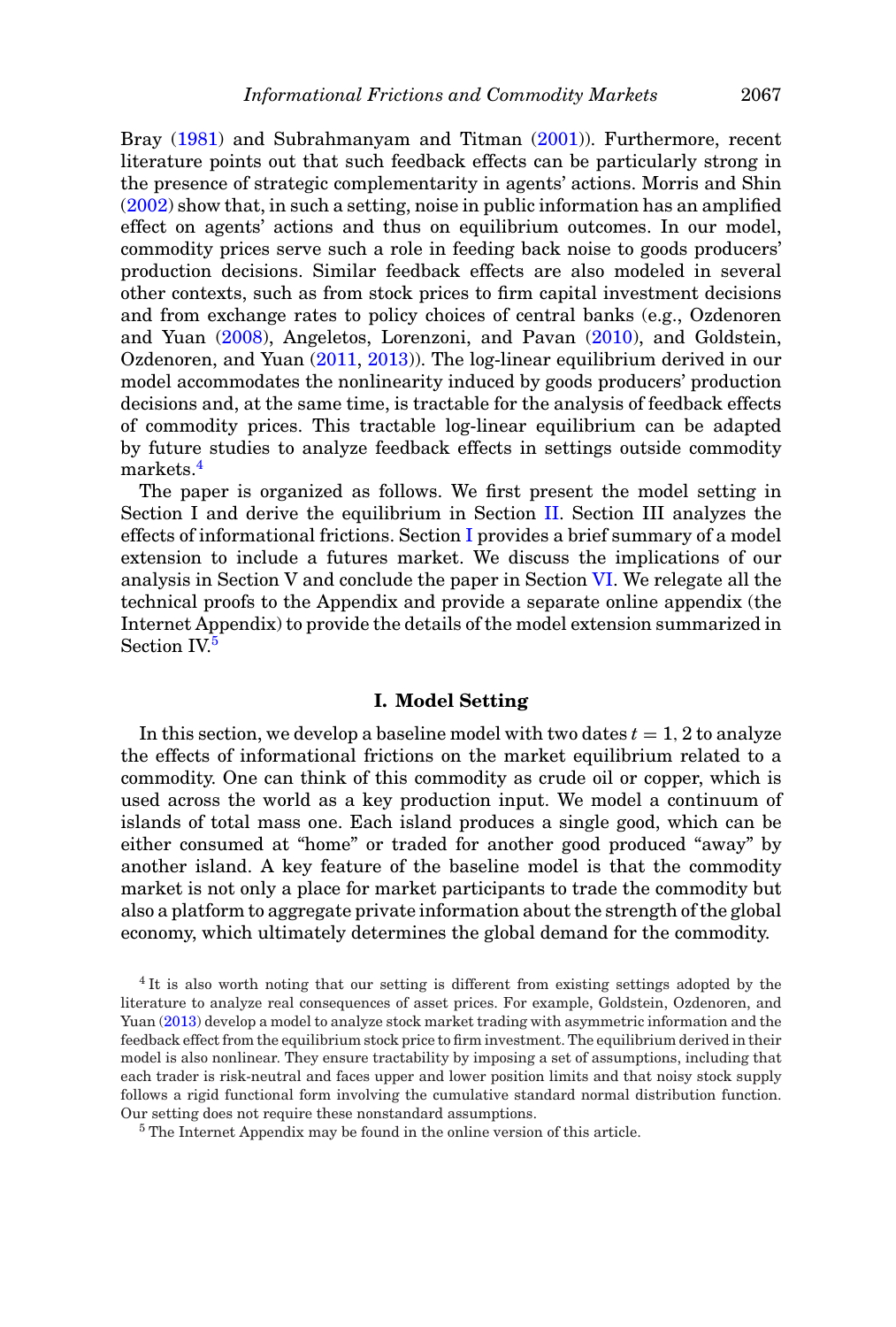Bray (1981) and Subrahmanyam and Titman (2001)). Furthermore, recent literature points out that such feedback effects can be particularly strong in the presence of strategic complementarity in agents' actions. Morris and Shin (2002) show that, in such a setting, noise in public information has an amplified effect on agents' actions and thus on equilibrium outcomes. In our model, commodity prices serve such a role in feeding back noise to goods producers' production decisions. Similar feedback effects are also modeled in several other contexts, such as from stock prices to firm capital investment decisions and from exchange rates to policy choices of central banks (e.g., Ozdenoren and Yuan (2008), Angeletos, Lorenzoni, and Pavan (2010), and Goldstein, Ozdenoren, and Yuan (2011, 2013)). The log-linear equilibrium derived in our model accommodates the nonlinearity induced by goods producers' production decisions and, at the same time, is tractable for the analysis of feedback effects of commodity prices. This tractable log-linear equilibrium can be adapted by future studies to analyze feedback effects in settings outside commodity markets.[4]

The paper is organized as follows. We first present the model setting in Section I and derive the equilibrium in Section II. Section III analyzes the effects of informational frictions. Section I provides a brief summary of a model extension to include a futures market. We discuss the implications of our analysis in Section V and conclude the paper in Section VI. We relegate all the technical proofs to the Appendix and provide a separate online appendix (the Internet Appendix) to provide the details of the model extension summarized in Section IV.[5]

## I. Model Setting

In this section, we develop a baseline model with two dates $t = 1, 2$ to analyze the effects of informational frictions on the market equilibrium related to a commodity. One can think of this commodity as crude oil or copper, which is used across the world as a key production input. We model a continuum of islands of total mass one. Each island produces a single good, which can be either consumed at "home" or traded for another good produced "away" by another island. A key feature of the baseline model is that the commodity market is not only a place for market participants to trade the commodity but also a platform to aggregate private information about the strength of the global economy, which ultimately determines the global demand for the commodity.

[4] It is also worth noting that our setting is different from existing settings adopted by the literature to analyze real consequences of asset prices. For example, Goldstein, Ozdenoren, and Yuan (2013) develop a model to analyze stock market trading with asymmetric information and the feedback effect from the equilibrium stock price to firm investment. The equilibrium derived in their model is also nonlinear. They ensure tractability by imposing a set of assumptions, including that each trader is risk-neutral and faces upper and lower position limits and that noisy stock supply follows a rigid functional form involving the cumulative standard normal distribution function. Our setting does not require these nonstandard assumptions.

[5] The Internet Appendix may be found in the online version of this article.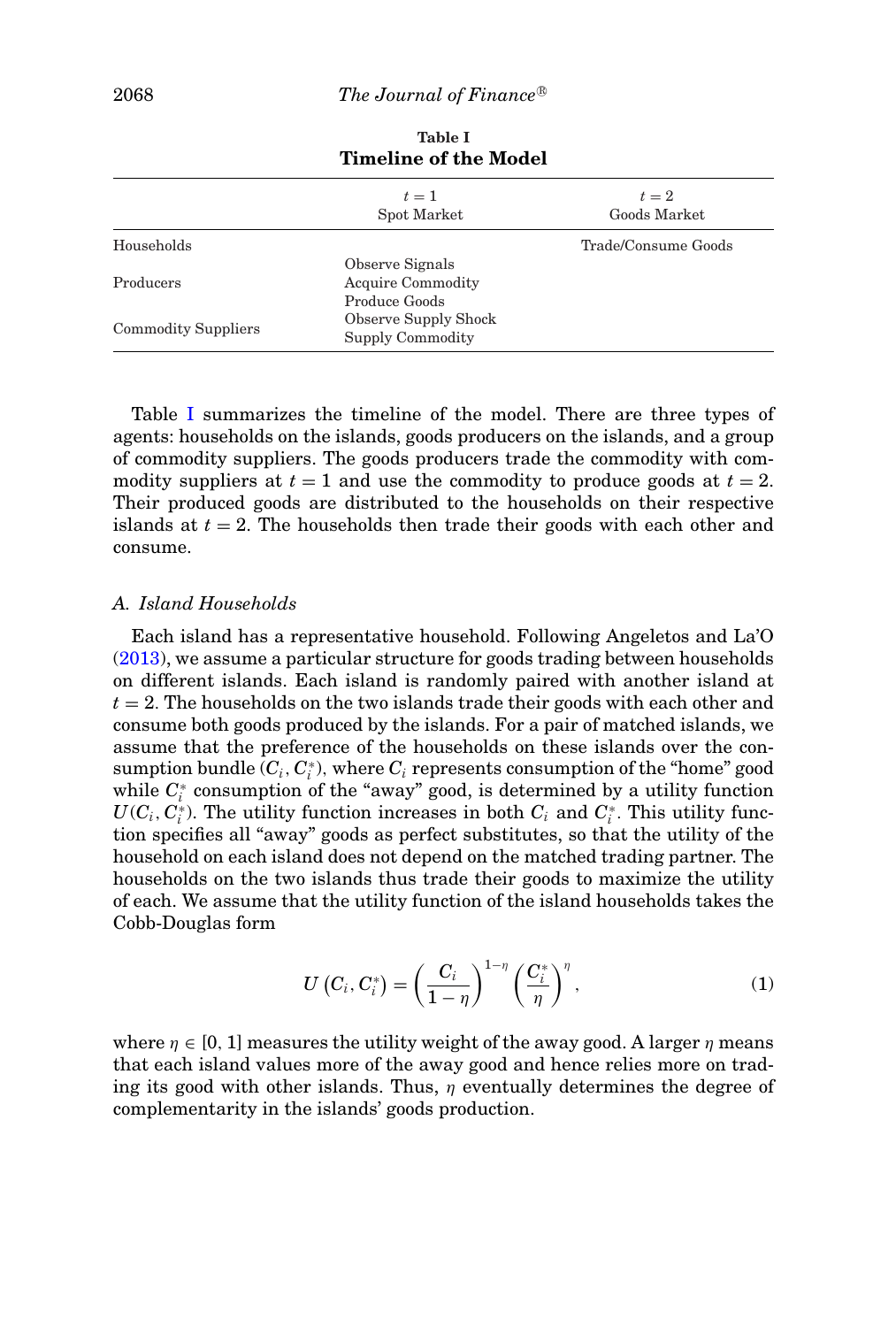**Table I**
**Timeline of the Model**

| | $t = 1$ Spot Market | $t = 2$ Goods Market |
|---|---|---|
| Households | | Trade/Consume Goods |
| Producers | Observe Signals<br>Acquire Commodity<br>Produce Goods | |
| Commodity Suppliers | Observe Supply Shock<br>Supply Commodity | |

Table I summarizes the timeline of the model. There are three types of agents: households on the islands, goods producers on the islands, and a group of commodity suppliers. The goods producers trade the commodity with commodity suppliers at $t = 1$ and use the commodity to produce goods at $t = 2$. Their produced goods are distributed to the households on their respective islands at $t = 2$. The households then trade their goods with each other and consume.

### A. Island Households

Each island has a representative household. Following Angeletos and La'O (2013), we assume a particular structure for goods trading between households on different islands. Each island is randomly paired with another island at $t = 2$. The households on the two islands trade their goods with each other and consume both goods produced by the islands. For a pair of matched islands, we assume that the preference of the households on these islands over the consumption bundle $(C_i, C_i^*)$, where $C_i$ represents consumption of the "home" good while $C_i^*$ consumption of the "away" good, is determined by a utility function $U(C_i, C_i^*)$. The utility function increases in both $C_i$ and $C_i^*$. This utility function specifies all "away" goods as perfect substitutes, so that the utility of the household on each island does not depend on the matched trading partner. The households on the two islands thus trade their goods to maximize the utility of each. We assume that the utility function of the island households takes the Cobb-Douglas form

$$U\left(C_i, C_i^*\right) = \left(\frac{C_i}{1-\eta}\right)^{1-\eta} \left(\frac{C_i^*}{\eta}\right)^{\eta}, \tag{1}$$

where $\eta \in [0, 1]$ measures the utility weight of the away good. A larger $\eta$ means that each island values more of the away good and hence relies more on trading its good with other islands. Thus, $\eta$ eventually determines the degree of complementarity in the islands' goods production.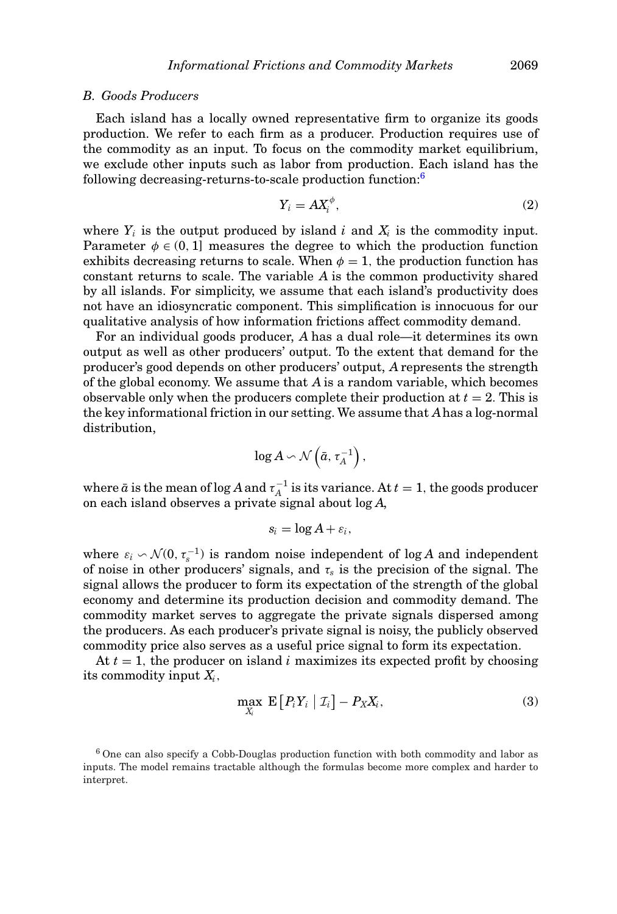### B. Goods Producers

Each island has a locally owned representative firm to organize its goods production. We refer to each firm as a producer. Production requires use of the commodity as an input. To focus on the commodity market equilibrium, we exclude other inputs such as labor from production. Each island has the following decreasing-returns-to-scale production function:[6]

$$Y_i = AX_i^{\phi}, \tag{2}$$

where $Y_i$ is the output produced by island $i$ and $X_i$ is the commodity input. Parameter $\phi \in (0, 1]$ measures the degree to which the production function exhibits decreasing returns to scale. When $\phi = 1$, the production function has constant returns to scale. The variable $A$ is the common productivity shared by all islands. For simplicity, we assume that each island's productivity does not have an idiosyncratic component. This simplification is innocuous for our qualitative analysis of how information frictions affect commodity demand.

For an individual goods producer, $A$ has a dual role—it determines its own output as well as other producers' output. To the extent that demand for the producer's good depends on other producers' output, $A$ represents the strength of the global economy. We assume that $A$ is a random variable, which becomes observable only when the producers complete their production at $t = 2$. This is the key informational friction in our setting. We assume that $A$ has a log-normal distribution,

$$\log A \backsim \mathcal{N}\left(\bar{a}, \tau_A^{-1}\right),$$

where $\bar{a}$ is the mean of $\log A$ and $\tau_A^{-1}$ is its variance. At $t = 1$, the goods producer on each island observes a private signal about $\log A$,

$$s_i = \log A + \varepsilon_i,$$

where $\varepsilon_i \backsim \mathcal{N}(0, \tau_s^{-1})$ is random noise independent of $\log A$ and independent of noise in other producers' signals, and $\tau_s$ is the precision of the signal. The signal allows the producer to form its expectation of the strength of the global economy and determine its production decision and commodity demand. The commodity market serves to aggregate the private signals dispersed among the producers. As each producer's private signal is noisy, the publicly observed commodity price also serves as a useful price signal to form its expectation.

At $t = 1$, the producer on island $i$ maximizes its expected profit by choosing its commodity input $X_i$,

$$\max_{X_i} \; \mathrm{E}\left[P_i Y_i \mid \mathcal{I}_i\right] - P_X X_i, \tag{3}$$

[6] One can also specify a Cobb-Douglas production function with both commodity and labor as inputs. The model remains tractable although the formulas become more complex and harder to interpret.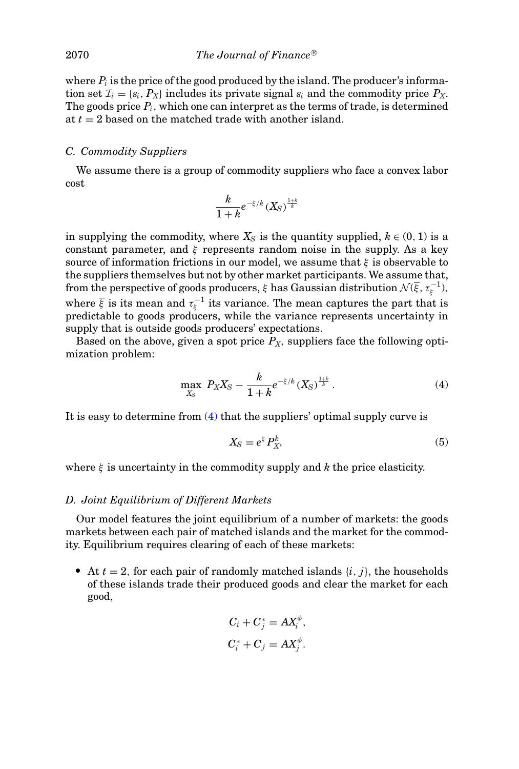where $P_i$ is the price of the good produced by the island. The producer's information set $\mathcal{I}_i = \{s_i, P_X\}$ includes its private signal $s_i$ and the commodity price $P_X$. The goods price $P_i$, which one can interpret as the terms of trade, is determined at $t = 2$ based on the matched trade with another island.

### C. Commodity Suppliers

We assume there is a group of commodity suppliers who face a convex labor cost

$$\frac{k}{1+k} e^{-\xi/k} (X_S)^{\frac{1+k}{k}}$$

in supplying the commodity, where $X_S$ is the quantity supplied, $k \in (0, 1)$ is a constant parameter, and $\xi$ represents random noise in the supply. As a key source of information frictions in our model, we assume that $\xi$ is observable to the suppliers themselves but not by other market participants. We assume that, from the perspective of goods producers, $\xi$ has Gaussian distribution $\mathcal{N}(\overline{\xi}, \tau_\xi^{-1})$, where $\overline{\xi}$ is its mean and $\tau_\xi^{-1}$ its variance. The mean captures the part that is predictable to goods producers, while the variance represents uncertainty in supply that is outside goods producers' expectations.

Based on the above, given a spot price $P_X$, suppliers face the following optimization problem:

$$\max_{X_S} \; P_X X_S - \frac{k}{1+k} e^{-\xi/k} (X_S)^{\frac{1+k}{k}}. \tag{4}$$

It is easy to determine from (4) that the suppliers' optimal supply curve is

$$X_S = e^{\xi} P_X^k, \tag{5}$$

where $\xi$ is uncertainty in the commodity supply and $k$ the price elasticity.

### D. Joint Equilibrium of Different Markets

Our model features the joint equilibrium of a number of markets: the goods markets between each pair of matched islands and the market for the commodity. Equilibrium requires clearing of each of these markets:

- At $t = 2$, for each pair of randomly matched islands $\{i, j\}$, the households of these islands trade their produced goods and clear the market for each good,

$$C_i + C_j^* = AX_i^{\phi},$$
$$C_i^* + C_j = AX_j^{\phi}.$$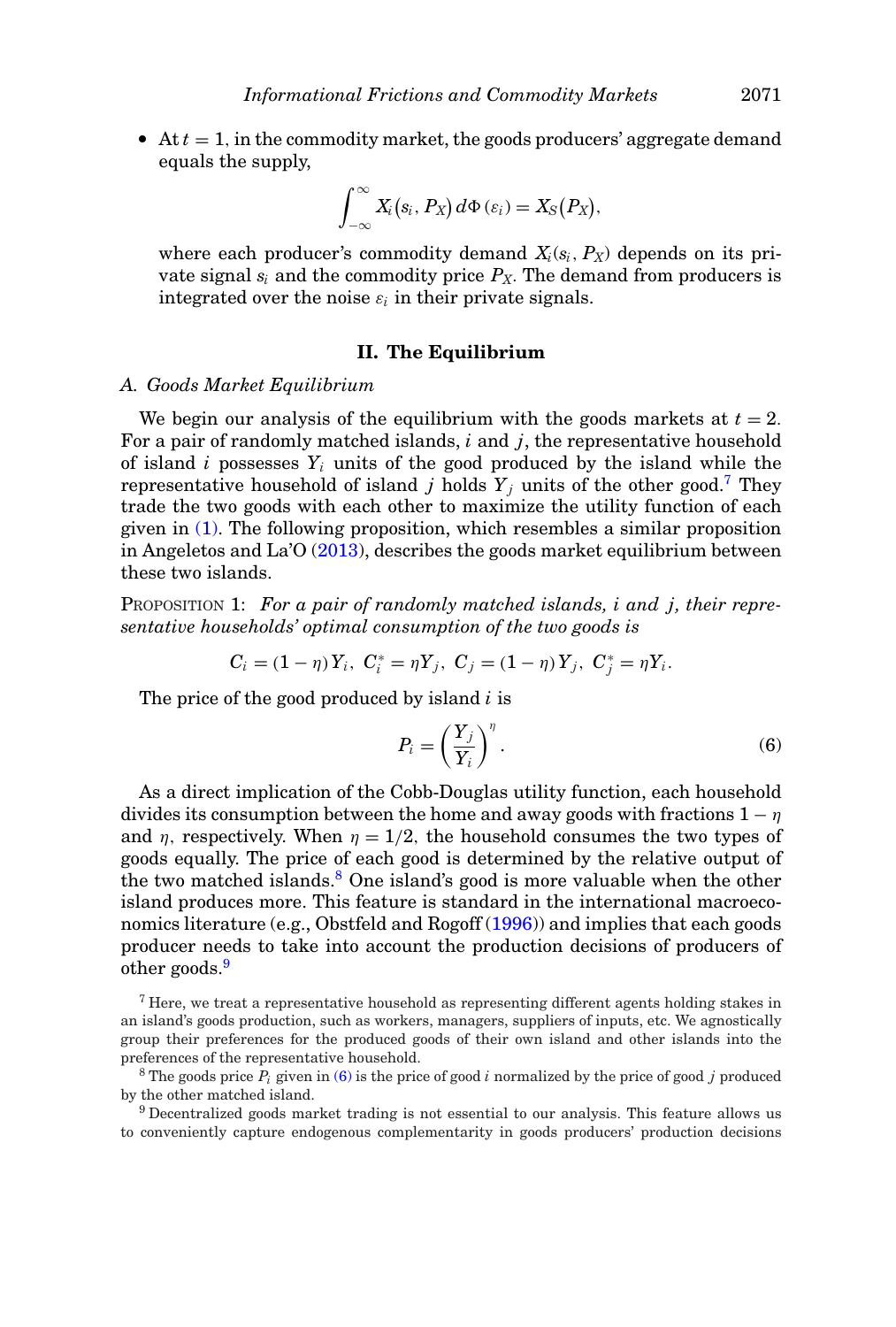- At $t = 1$, in the commodity market, the goods producers' aggregate demand equals the supply,

$$\int_{-\infty}^{\infty} X_i(s_i, P_X)\, d\Phi(\varepsilon_i) = X_S(P_X),$$

where each producer's commodity demand $X_i(s_i, P_X)$ depends on its private signal $s_i$ and the commodity price $P_X$. The demand from producers is integrated over the noise $\varepsilon_i$ in their private signals.

## II. The Equilibrium

### A. Goods Market Equilibrium

We begin our analysis of the equilibrium with the goods markets at $t = 2$. For a pair of randomly matched islands, $i$ and $j$, the representative household of island $i$ possesses $Y_i$ units of the good produced by the island while the representative household of island $j$ holds $Y_j$ units of the other good.[7] They trade the two goods with each other to maximize the utility function of each given in (1). The following proposition, which resembles a similar proposition in Angeletos and La'O (2013), describes the goods market equilibrium between these two islands.

PROPOSITION 1: *For a pair of randomly matched islands, i and j, their representative households' optimal consumption of the two goods is*

$$C_i = (1-\eta)Y_i,\ C_i^* = \eta Y_j,\ C_j = (1-\eta)Y_j,\ C_j^* = \eta Y_i.$$

The price of the good produced by island $i$ is

$$P_i = \left(\frac{Y_j}{Y_i}\right)^{\eta}. \tag{6}$$

As a direct implication of the Cobb-Douglas utility function, each household divides its consumption between the home and away goods with fractions $1-\eta$ and $\eta$, respectively. When $\eta = 1/2$, the household consumes the two types of goods equally. The price of each good is determined by the relative output of the two matched islands.[8] One island's good is more valuable when the other island produces more. This feature is standard in the international macroeconomics literature (e.g., Obstfeld and Rogoff (1996)) and implies that each goods producer needs to take into account the production decisions of producers of other goods.[9]

[7] Here, we treat a representative household as representing different agents holding stakes in an island's goods production, such as workers, managers, suppliers of inputs, etc. We agnostically group their preferences for the produced goods of their own island and other islands into the preferences of the representative household.

[8] The goods price $P_i$ given in (6) is the price of good $i$ normalized by the price of good $j$ produced by the other matched island.

[9] Decentralized goods market trading is not essential to our analysis. This feature allows us to conveniently capture endogenous complementarity in goods producers' production decisions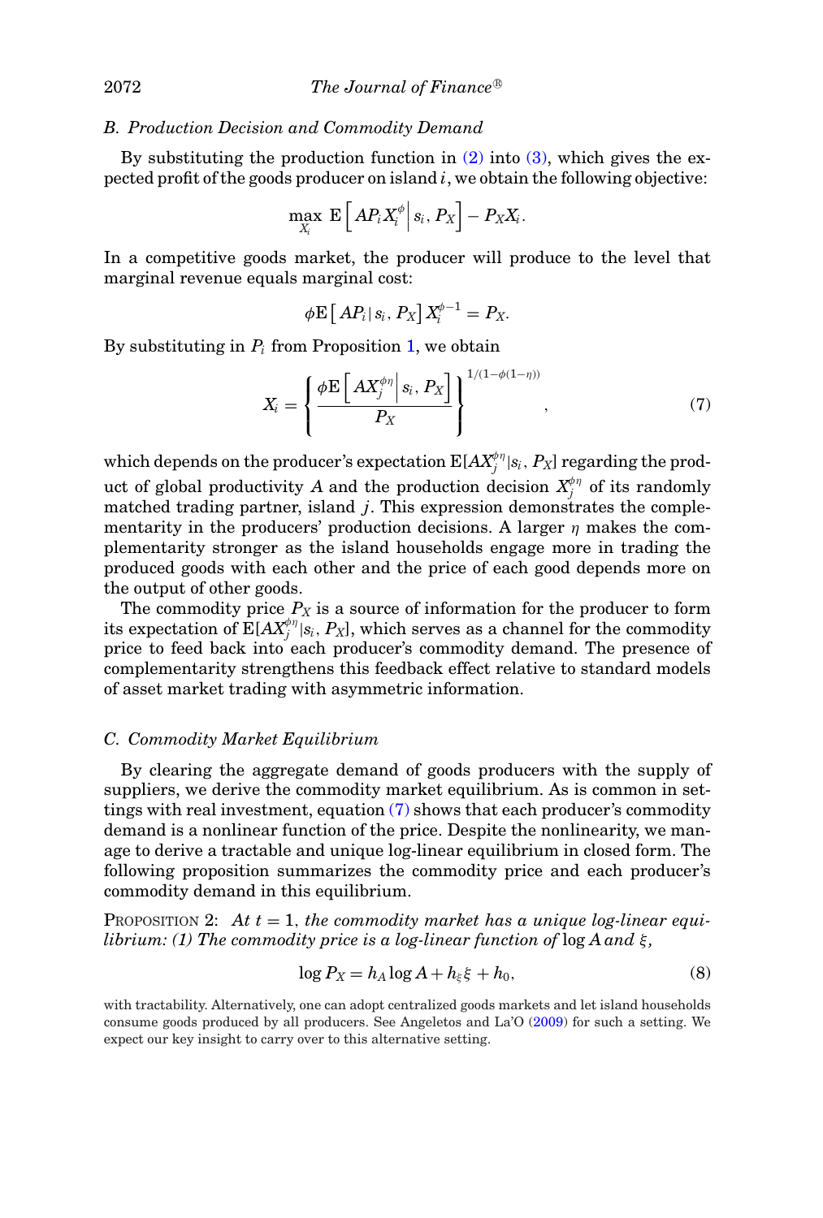### B. Production Decision and Commodity Demand

By substituting the production function in (2) into (3), which gives the expected profit of the goods producer on island $i$, we obtain the following objective:

$$\max_{X_i} \ \mathrm{E}\left[ AP_i X_i^{\phi} \middle| s_i, P_X \right] - P_X X_i.$$

In a competitive goods market, the producer will produce to the level that marginal revenue equals marginal cost:

$$\phi \mathrm{E}\left[ AP_i \middle| s_i, P_X \right] X_i^{\phi-1} = P_X.$$

By substituting in $P_i$ from Proposition 1, we obtain

$$X_i = \left\{ \frac{\phi \mathrm{E}\left[ AX_j^{\phi\eta} \middle| s_i, P_X \right]}{P_X} \right\}^{1/(1-\phi(1-\eta))}, \tag{7}$$

which depends on the producer's expectation $\mathrm{E}[AX_j^{\phi\eta}|s_i, P_X]$ regarding the product of global productivity $A$ and the production decision $X_j^{\phi\eta}$ of its randomly matched trading partner, island $j$. This expression demonstrates the complementarity in the producers' production decisions. A larger $\eta$ makes the complementarity stronger as the island households engage more in trading the produced goods with each other and the price of each good depends more on the output of other goods.

The commodity price $P_X$ is a source of information for the producer to form its expectation of $\mathrm{E}[AX_j^{\phi\eta}|s_i, P_X]$, which serves as a channel for the commodity price to feed back into each producer's commodity demand. The presence of complementarity strengthens this feedback effect relative to standard models of asset market trading with asymmetric information.

### C. Commodity Market Equilibrium

By clearing the aggregate demand of goods producers with the supply of suppliers, we derive the commodity market equilibrium. As is common in settings with real investment, equation (7) shows that each producer's commodity demand is a nonlinear function of the price. Despite the nonlinearity, we manage to derive a tractable and unique log-linear equilibrium in closed form. The following proposition summarizes the commodity price and each producer's commodity demand in this equilibrium.

PROPOSITION 2: *At $t = 1$, the commodity market has a unique log-linear equilibrium: (1) The commodity price is a log-linear function of $\log A$ and $\xi$,*

$$\log P_X = h_A \log A + h_\xi \xi + h_0, \tag{8}$$

with tractability. Alternatively, one can adopt centralized goods markets and let island households consume goods produced by all producers. See Angeletos and La'O (2009) for such a setting. We expect our key insight to carry over to this alternative setting.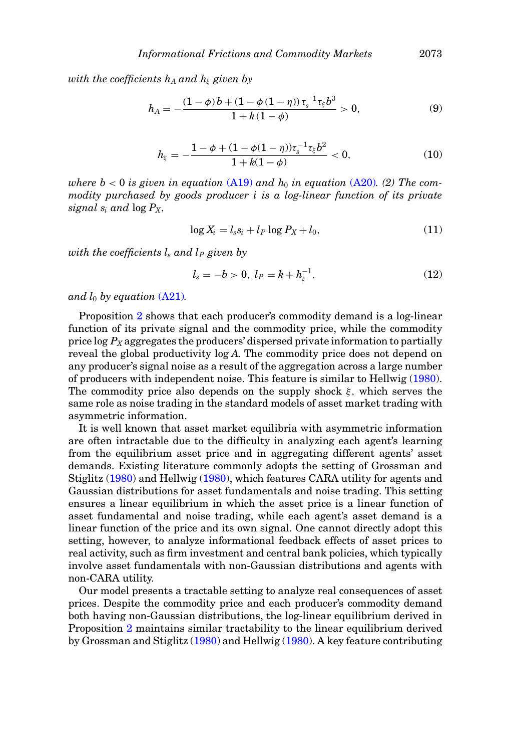*with the coefficients $h_A$ and $h_\xi$ given by*

$$h_A = -\frac{(1-\phi)\,b + (1-\phi\,(1-\eta))\,\tau_s^{-1}\tau_\xi b^3}{1+k\,(1-\phi)} > 0, \tag{9}$$

$$h_\xi = -\frac{1-\phi + (1-\phi(1-\eta))\tau_s^{-1}\tau_\xi b^2}{1+k(1-\phi)} < 0, \tag{10}$$

*where $b < 0$ is given in equation (A19) and $h_0$ in equation (A20). (2) The commodity purchased by goods producer $i$ is a log-linear function of its private signal $s_i$ and $\log P_X$,*

$$\log X_i = l_s s_i + l_P \log P_X + l_0, \tag{11}$$

*with the coefficients $l_s$ and $l_P$ given by*

$$l_s = -b > 0,\ l_P = k + h_\xi^{-1}, \tag{12}$$

*and $l_0$ by equation (A21).*

Proposition 2 shows that each producer's commodity demand is a log-linear function of its private signal and the commodity price, while the commodity price $\log P_X$ aggregates the producers' dispersed private information to partially reveal the global productivity $\log A$. The commodity price does not depend on any producer's signal noise as a result of the aggregation across a large number of producers with independent noise. This feature is similar to Hellwig (1980). The commodity price also depends on the supply shock $\xi$, which serves the same role as noise trading in the standard models of asset market trading with asymmetric information.

It is well known that asset market equilibria with asymmetric information are often intractable due to the difficulty in analyzing each agent's learning from the equilibrium asset price and in aggregating different agents' asset demands. Existing literature commonly adopts the setting of Grossman and Stiglitz (1980) and Hellwig (1980), which features CARA utility for agents and Gaussian distributions for asset fundamentals and noise trading. This setting ensures a linear equilibrium in which the asset price is a linear function of asset fundamental and noise trading, while each agent's asset demand is a linear function of the price and its own signal. One cannot directly adopt this setting, however, to analyze informational feedback effects of asset prices to real activity, such as firm investment and central bank policies, which typically involve asset fundamentals with non-Gaussian distributions and agents with non-CARA utility.

Our model presents a tractable setting to analyze real consequences of asset prices. Despite the commodity price and each producer's commodity demand both having non-Gaussian distributions, the log-linear equilibrium derived in Proposition 2 maintains similar tractability to the linear equilibrium derived by Grossman and Stiglitz (1980) and Hellwig (1980). A key feature contributing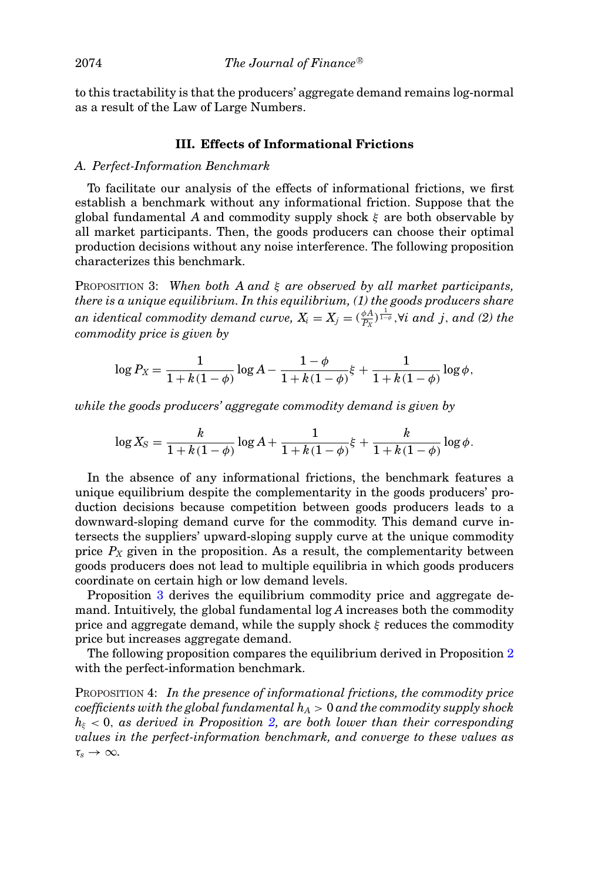to this tractability is that the producers' aggregate demand remains log-normal as a result of the Law of Large Numbers.

## III. Effects of Informational Frictions

### A. Perfect-Information Benchmark

To facilitate our analysis of the effects of informational frictions, we first establish a benchmark without any informational friction. Suppose that the global fundamental $A$ and commodity supply shock $\xi$ are both observable by all market participants. Then, the goods producers can choose their optimal production decisions without any noise interference. The following proposition characterizes this benchmark.

PROPOSITION 3: *When both $A$ and $\xi$ are observed by all market participants, there is a unique equilibrium. In this equilibrium, (1) the goods producers share an identical commodity demand curve, $X_i = X_j = (\frac{\phi A}{P_X})^{\frac{1}{1-\phi}}, \forall i$ and $j$, and (2) the commodity price is given by*

$$\log P_X = \frac{1}{1+k(1-\phi)} \log A - \frac{1-\phi}{1+k(1-\phi)} \xi + \frac{1}{1+k(1-\phi)} \log \phi,$$

*while the goods producers' aggregate commodity demand is given by*

$$\log X_S = \frac{k}{1+k(1-\phi)} \log A + \frac{1}{1+k(1-\phi)} \xi + \frac{k}{1+k(1-\phi)} \log \phi.$$

In the absence of any informational frictions, the benchmark features a unique equilibrium despite the complementarity in the goods producers' production decisions because competition between goods producers leads to a downward-sloping demand curve for the commodity. This demand curve intersects the suppliers' upward-sloping supply curve at the unique commodity price $P_X$ given in the proposition. As a result, the complementarity between goods producers does not lead to multiple equilibria in which goods producers coordinate on certain high or low demand levels.

Proposition 3 derives the equilibrium commodity price and aggregate demand. Intuitively, the global fundamental $\log A$ increases both the commodity price and aggregate demand, while the supply shock $\xi$ reduces the commodity price but increases aggregate demand.

The following proposition compares the equilibrium derived in Proposition 2 with the perfect-information benchmark.

PROPOSITION 4: *In the presence of informational frictions, the commodity price coefficients with the global fundamental $h_A > 0$ and the commodity supply shock $h_\xi < 0$, as derived in Proposition 2, are both lower than their corresponding values in the perfect-information benchmark, and converge to these values as $\tau_s \to \infty$.*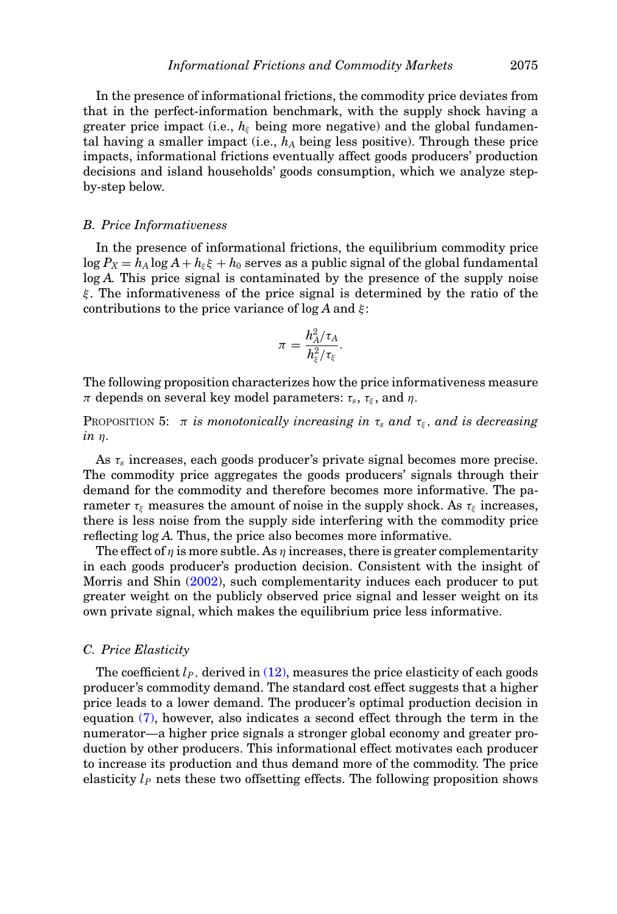In the presence of informational frictions, the commodity price deviates from that in the perfect-information benchmark, with the supply shock having a greater price impact (i.e., $h_\xi$ being more negative) and the global fundamental having a smaller impact (i.e., $h_A$ being less positive). Through these price impacts, informational frictions eventually affect goods producers' production decisions and island households' goods consumption, which we analyze step-by-step below.

### *B. Price Informativeness*

In the presence of informational frictions, the equilibrium commodity price $\log P_X = h_A \log A + h_\xi \xi + h_0$ serves as a public signal of the global fundamental $\log A$. This price signal is contaminated by the presence of the supply noise $\xi$. The informativeness of the price signal is determined by the ratio of the contributions to the price variance of $\log A$ and $\xi$:

$$\pi = \frac{h_A^2/\tau_A}{h_\xi^2/\tau_\xi}.$$

The following proposition characterizes how the price informativeness measure $\pi$ depends on several key model parameters: $\tau_s$, $\tau_\xi$, and $\eta$.

PROPOSITION 5: *$\pi$ is monotonically increasing in $\tau_s$ and $\tau_\xi$, and is decreasing in $\eta$.*

As $\tau_s$ increases, each goods producer's private signal becomes more precise. The commodity price aggregates the goods producers' signals through their demand for the commodity and therefore becomes more informative. The parameter $\tau_\xi$ measures the amount of noise in the supply shock. As $\tau_\xi$ increases, there is less noise from the supply side interfering with the commodity price reflecting $\log A$. Thus, the price also becomes more informative.

The effect of $\eta$ is more subtle. As $\eta$ increases, there is greater complementarity in each goods producer's production decision. Consistent with the insight of Morris and Shin (2002), such complementarity induces each producer to put greater weight on the publicly observed price signal and lesser weight on its own private signal, which makes the equilibrium price less informative.

### *C. Price Elasticity*

The coefficient $l_P$, derived in (12), measures the price elasticity of each goods producer's commodity demand. The standard cost effect suggests that a higher price leads to a lower demand. The producer's optimal production decision in equation (7), however, also indicates a second effect through the term in the numerator—a higher price signals a stronger global economy and greater production by other producers. This informational effect motivates each producer to increase its production and thus demand more of the commodity. The price elasticity $l_P$ nets these two offsetting effects. The following proposition shows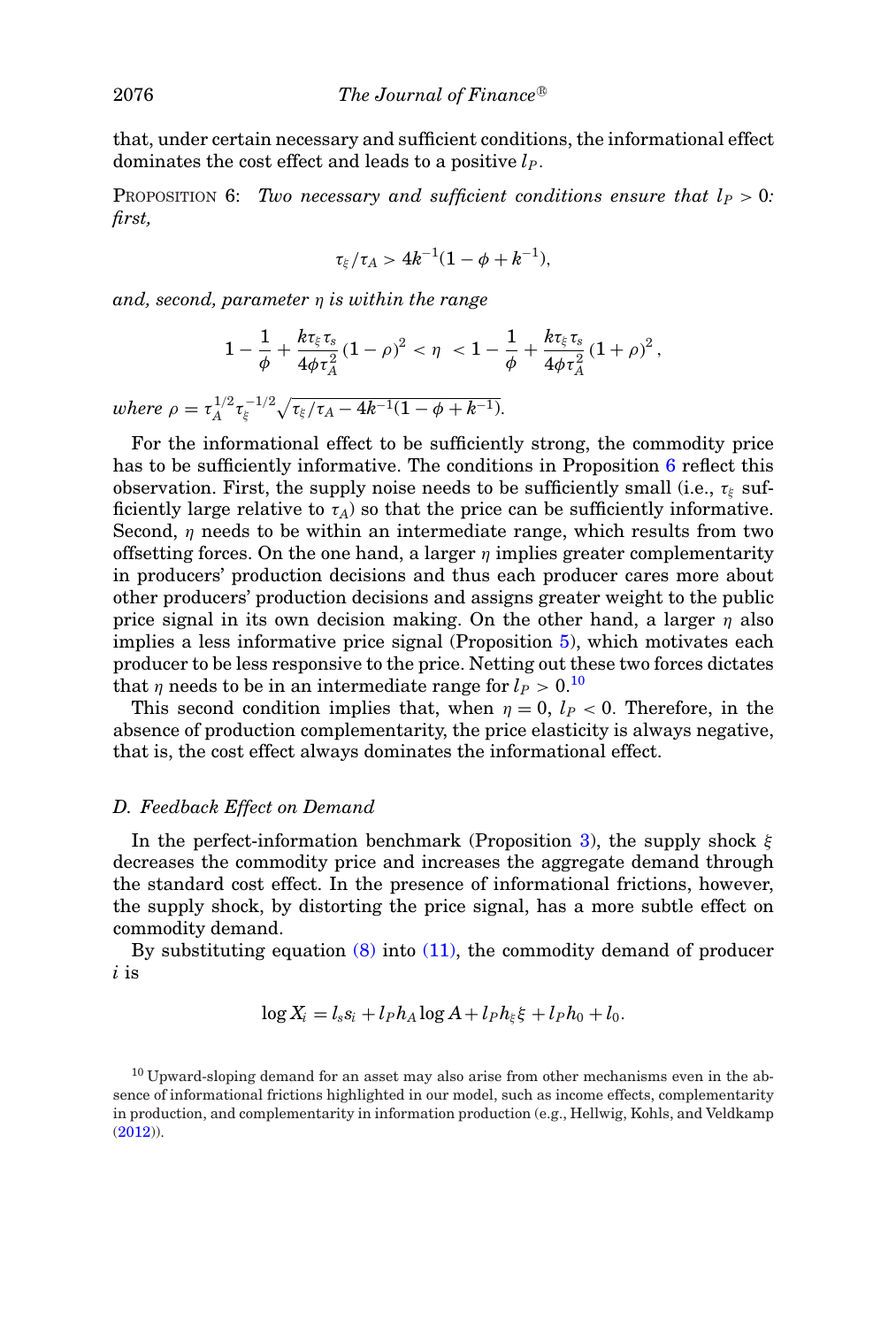that, under certain necessary and sufficient conditions, the informational effect dominates the cost effect and leads to a positive $l_P$.

PROPOSITION 6: *Two necessary and sufficient conditions ensure that $l_P > 0$: first,*

$$\tau_\xi/\tau_A > 4k^{-1}(1-\phi+k^{-1}),$$

*and, second, parameter $\eta$ is within the range*

$$1-\frac{1}{\phi}+\frac{k\tau_\xi\tau_s}{4\phi\tau_A^2}(1-\rho)^2 < \eta < 1-\frac{1}{\phi}+\frac{k\tau_\xi\tau_s}{4\phi\tau_A^2}(1+\rho)^2,$$

*where $\rho = \tau_A^{1/2}\tau_\xi^{-1/2}\sqrt{\tau_\xi/\tau_A - 4k^{-1}(1-\phi+k^{-1})}$.*

For the informational effect to be sufficiently strong, the commodity price has to be sufficiently informative. The conditions in Proposition 6 reflect this observation. First, the supply noise needs to be sufficiently small (i.e., $\tau_\xi$ sufficiently large relative to $\tau_A$) so that the price can be sufficiently informative. Second, $\eta$ needs to be within an intermediate range, which results from two offsetting forces. On the one hand, a larger $\eta$ implies greater complementarity in producers' production decisions and thus each producer cares more about other producers' production decisions and assigns greater weight to the public price signal in its own decision making. On the other hand, a larger $\eta$ also implies a less informative price signal (Proposition 5), which motivates each producer to be less responsive to the price. Netting out these two forces dictates that $\eta$ needs to be in an intermediate range for $l_P > 0$.[10]

This second condition implies that, when $\eta = 0$, $l_P < 0$. Therefore, in the absence of production complementarity, the price elasticity is always negative, that is, the cost effect always dominates the informational effect.

### D. Feedback Effect on Demand

In the perfect-information benchmark (Proposition 3), the supply shock $\xi$ decreases the commodity price and increases the aggregate demand through the standard cost effect. In the presence of informational frictions, however, the supply shock, by distorting the price signal, has a more subtle effect on commodity demand.

By substituting equation (8) into (11), the commodity demand of producer $i$ is

$$\log X_i = l_s s_i + l_P h_A \log A + l_P h_\xi \xi + l_P h_0 + l_0.$$

[10] Upward-sloping demand for an asset may also arise from other mechanisms even in the absence of informational frictions highlighted in our model, such as income effects, complementarity in production, and complementarity in information production (e.g., Hellwig, Kohls, and Veldkamp (2012)).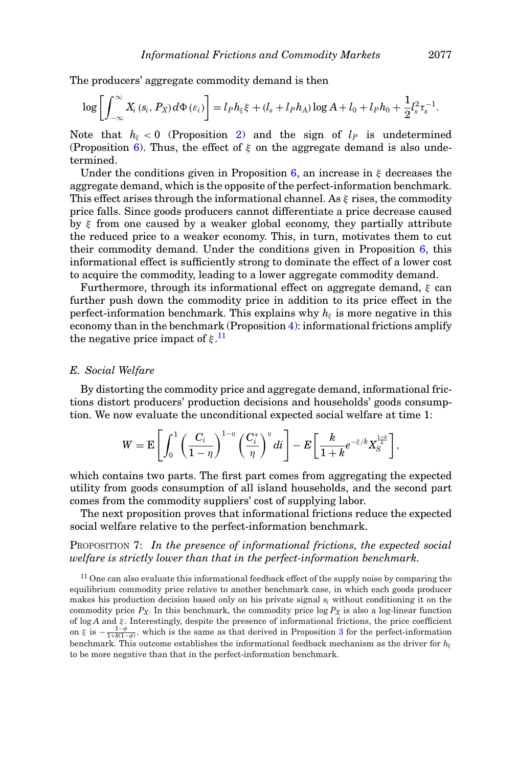The producers' aggregate commodity demand is then

$$\log\left[\int_{-\infty}^{\infty} X_i\left(s_i, P_X\right) d\Phi\left(\varepsilon_i\right)\right] = l_P h_\xi \xi + \left(l_s + l_P h_A\right)\log A + l_0 + l_P h_0 + \frac{1}{2} l_s^2 \tau_s^{-1}.$$

Note that $h_\xi < 0$ (Proposition 2) and the sign of $l_P$ is undetermined (Proposition 6). Thus, the effect of $\xi$ on the aggregate demand is also undetermined.

Under the conditions given in Proposition 6, an increase in $\xi$ decreases the aggregate demand, which is the opposite of the perfect-information benchmark. This effect arises through the informational channel. As $\xi$ rises, the commodity price falls. Since goods producers cannot differentiate a price decrease caused by $\xi$ from one caused by a weaker global economy, they partially attribute the reduced price to a weaker economy. This, in turn, motivates them to cut their commodity demand. Under the conditions given in Proposition 6, this informational effect is sufficiently strong to dominate the effect of a lower cost to acquire the commodity, leading to a lower aggregate commodity demand.

Furthermore, through its informational effect on aggregate demand, $\xi$ can further push down the commodity price in addition to its price effect in the perfect-information benchmark. This explains why $h_\xi$ is more negative in this economy than in the benchmark (Proposition 4): informational frictions amplify the negative price impact of $\xi$.[11]

### *E. Social Welfare*

By distorting the commodity price and aggregate demand, informational frictions distort producers' production decisions and households' goods consumption. We now evaluate the unconditional expected social welfare at time 1:

$$W = \mathrm{E}\left[\int_0^1 \left(\frac{C_i}{1-\eta}\right)^{1-\eta}\left(\frac{C_i^*}{\eta}\right)^{\eta} di\right] - E\left[\frac{k}{1+k} e^{-\xi/k} X_S^{\frac{1+k}{k}}\right],$$

which contains two parts. The first part comes from aggregating the expected utility from goods consumption of all island households, and the second part comes from the commodity suppliers' cost of supplying labor.

The next proposition proves that informational frictions reduce the expected social welfare relative to the perfect-information benchmark.

PROPOSITION 7: *In the presence of informational frictions, the expected social welfare is strictly lower than that in the perfect-information benchmark.*

[11] One can also evaluate this informational feedback effect of the supply noise by comparing the equilibrium commodity price relative to another benchmark case, in which each goods producer makes his production decision based only on his private signal $s_i$ without conditioning it on the commodity price $P_X$. In this benchmark, the commodity price $\log P_X$ is also a log-linear function of $\log A$ and $\xi$. Interestingly, despite the presence of informational frictions, the price coefficient on $\xi$ is $-\frac{1-\phi}{1+k(1-\phi)}$, which is the same as that derived in Proposition 3 for the perfect-information benchmark. This outcome establishes the informational feedback mechanism as the driver for $h_\xi$ to be more negative than that in the perfect-information benchmark.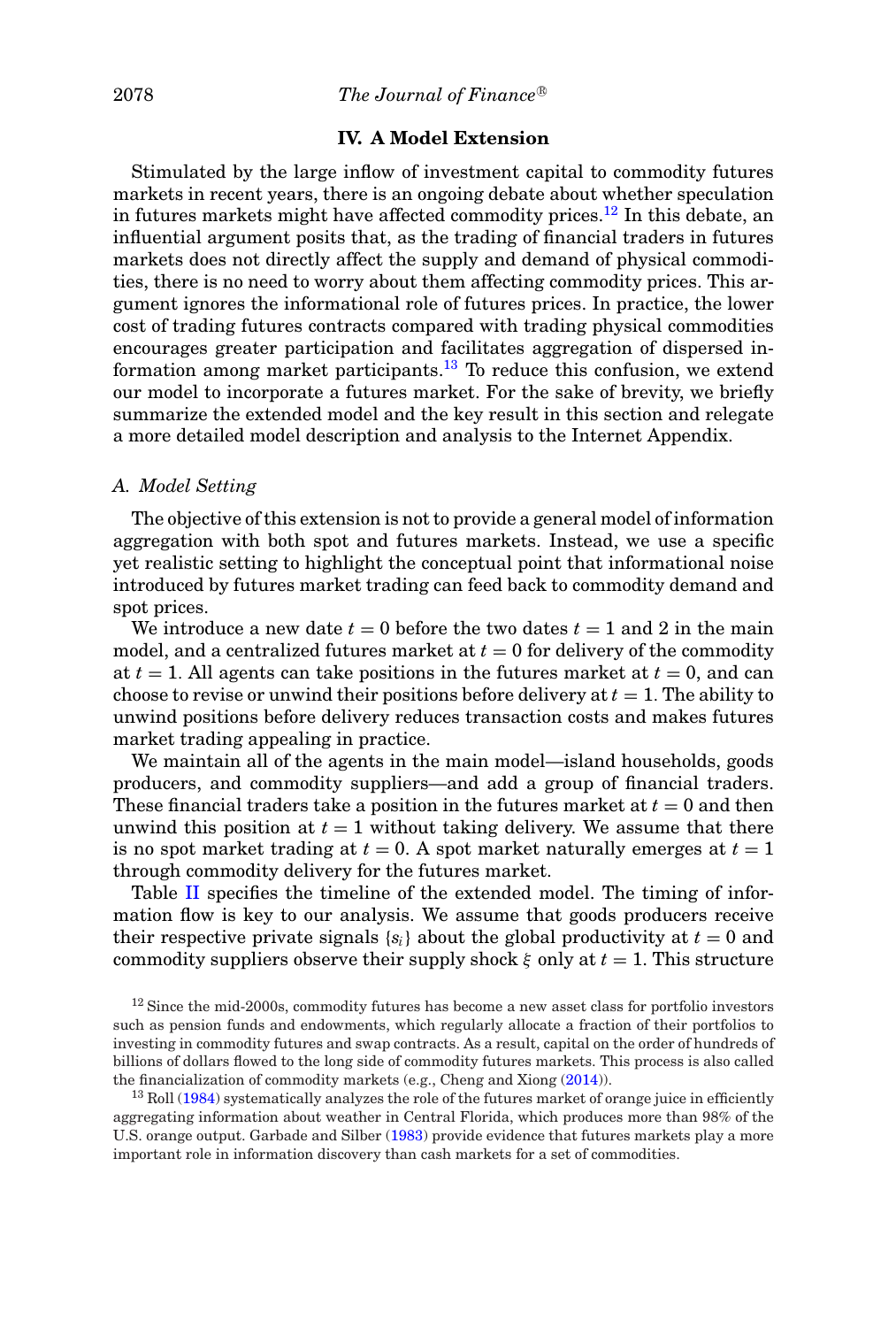## IV. A Model Extension

Stimulated by the large inflow of investment capital to commodity futures markets in recent years, there is an ongoing debate about whether speculation in futures markets might have affected commodity prices.[12] In this debate, an influential argument posits that, as the trading of financial traders in futures markets does not directly affect the supply and demand of physical commodities, there is no need to worry about them affecting commodity prices. This argument ignores the informational role of futures prices. In practice, the lower cost of trading futures contracts compared with trading physical commodities encourages greater participation and facilitates aggregation of dispersed information among market participants.[13] To reduce this confusion, we extend our model to incorporate a futures market. For the sake of brevity, we briefly summarize the extended model and the key result in this section and relegate a more detailed model description and analysis to the Internet Appendix.

### *A. Model Setting*

The objective of this extension is not to provide a general model of information aggregation with both spot and futures markets. Instead, we use a specific yet realistic setting to highlight the conceptual point that informational noise introduced by futures market trading can feed back to commodity demand and spot prices.

We introduce a new date $t = 0$ before the two dates $t = 1$ and 2 in the main model, and a centralized futures market at $t = 0$ for delivery of the commodity at $t = 1$. All agents can take positions in the futures market at $t = 0$, and can choose to revise or unwind their positions before delivery at $t = 1$. The ability to unwind positions before delivery reduces transaction costs and makes futures market trading appealing in practice.

We maintain all of the agents in the main model—island households, goods producers, and commodity suppliers—and add a group of financial traders. These financial traders take a position in the futures market at $t = 0$ and then unwind this position at $t = 1$ without taking delivery. We assume that there is no spot market trading at $t = 0$. A spot market naturally emerges at $t = 1$ through commodity delivery for the futures market.

Table II specifies the timeline of the extended model. The timing of information flow is key to our analysis. We assume that goods producers receive their respective private signals $\{s_i\}$ about the global productivity at $t = 0$ and commodity suppliers observe their supply shock $\xi$ only at $t = 1$. This structure

[12] Since the mid-2000s, commodity futures has become a new asset class for portfolio investors such as pension funds and endowments, which regularly allocate a fraction of their portfolios to investing in commodity futures and swap contracts. As a result, capital on the order of hundreds of billions of dollars flowed to the long side of commodity futures markets. This process is also called the financialization of commodity markets (e.g., Cheng and Xiong (2014)).

[13] Roll (1984) systematically analyzes the role of the futures market of orange juice in efficiently aggregating information about weather in Central Florida, which produces more than 98% of the U.S. orange output. Garbade and Silber (1983) provide evidence that futures markets play a more important role in information discovery than cash markets for a set of commodities.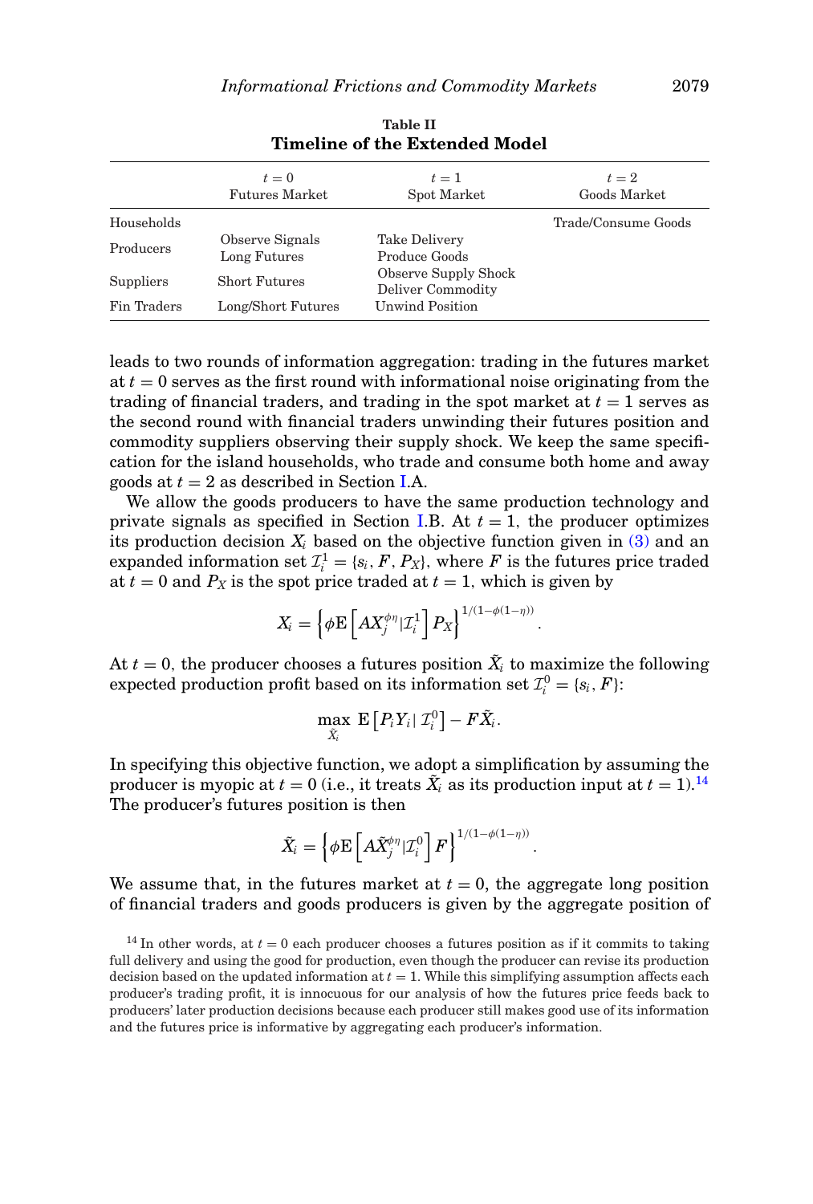**Table II**
**Timeline of the Extended Model**

| | $t = 0$ Futures Market | $t = 1$ Spot Market | $t = 2$ Goods Market |
|---|---|---|---|
| Households | | | Trade/Consume Goods |
| Producers | Observe Signals Long Futures | Take Delivery Produce Goods | |
| Suppliers | Short Futures | Observe Supply Shock Deliver Commodity | |
| Fin Traders | Long/Short Futures | Unwind Position | |

leads to two rounds of information aggregation: trading in the futures market at $t = 0$ serves as the first round with informational noise originating from the trading of financial traders, and trading in the spot market at $t = 1$ serves as the second round with financial traders unwinding their futures position and commodity suppliers observing their supply shock. We keep the same specification for the island households, who trade and consume both home and away goods at $t = 2$ as described in Section I.A.

We allow the goods producers to have the same production technology and private signals as specified in Section I.B. At $t = 1$, the producer optimizes its production decision $X_i$ based on the objective function given in (3) and an expanded information set $\mathcal{I}_i^1 = \{s_i, F, P_X\}$, where $F$ is the futures price traded at $t = 0$ and $P_X$ is the spot price traded at $t = 1$, which is given by

$$X_i = \left\{ \phi \mathrm{E}\left[ A X_j^{\phi\eta} | \mathcal{I}_i^1 \right] P_X \right\}^{1/(1-\phi(1-\eta))}.$$

At $t = 0$, the producer chooses a futures position $\tilde{X}_i$ to maximize the following expected production profit based on its information set $\mathcal{I}_i^0 = \{s_i, F\}$:

$$\max_{\tilde{X}_i} \ \mathrm{E}\left[ P_i Y_i | \ \mathcal{I}_i^0 \right] - F \tilde{X}_i.$$

In specifying this objective function, we adopt a simplification by assuming the producer is myopic at $t = 0$ (i.e., it treats $\tilde{X}_i$ as its production input at $t = 1$).[14] The producer's futures position is then

$$\tilde{X}_i = \left\{ \phi \mathrm{E}\left[ A \tilde{X}_j^{\phi\eta} | \mathcal{I}_i^0 \right] F \right\}^{1/(1-\phi(1-\eta))}.$$

We assume that, in the futures market at $t = 0$, the aggregate long position of financial traders and goods producers is given by the aggregate position of

[14] In other words, at $t = 0$ each producer chooses a futures position as if it commits to taking full delivery and using the good for production, even though the producer can revise its production decision based on the updated information at $t = 1$. While this simplifying assumption affects each producer's trading profit, it is innocuous for our analysis of how the futures price feeds back to producers' later production decisions because each producer still makes good use of its information and the futures price is informative by aggregating each producer's information.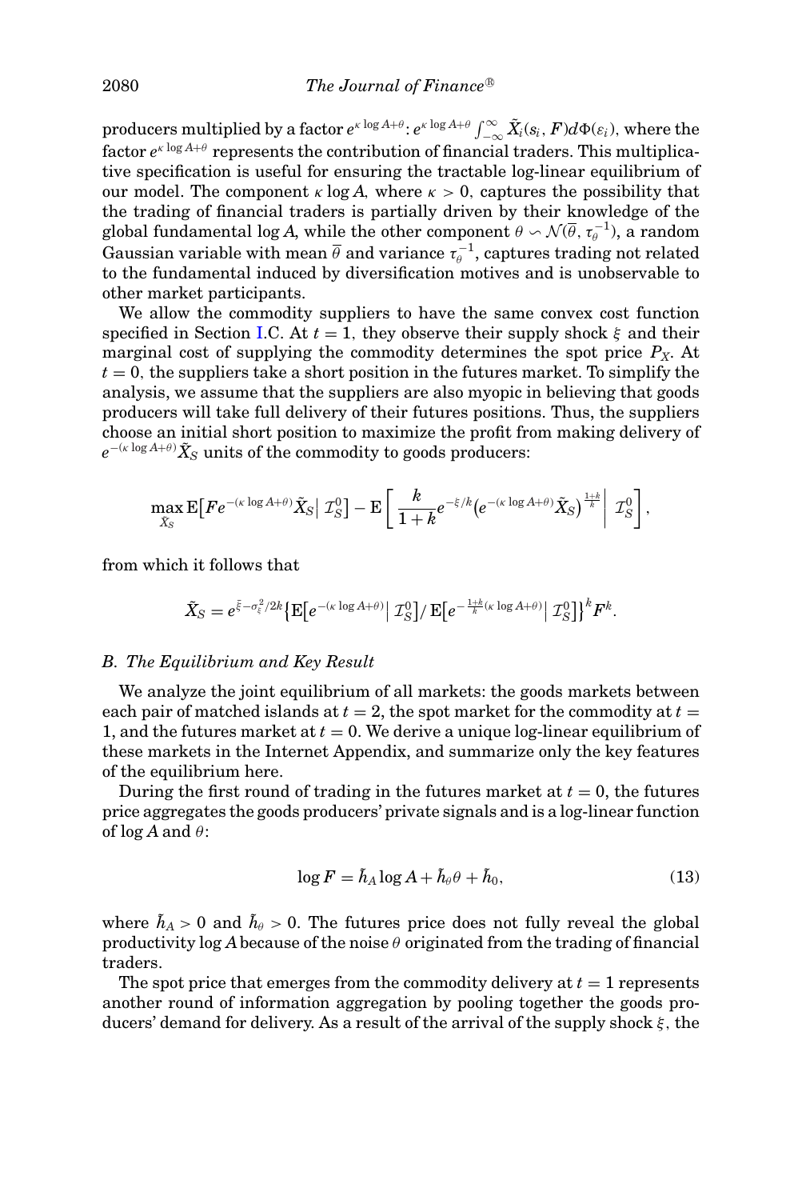producers multiplied by a factor $e^{\kappa \log A+\theta}$: $e^{\kappa \log A+\theta}\int_{-\infty}^{\infty}\tilde{X}_i(s_i, F)d\Phi(\varepsilon_i)$, where the factor $e^{\kappa \log A+\theta}$ represents the contribution of financial traders. This multiplicative specification is useful for ensuring the tractable log-linear equilibrium of our model. The component $\kappa \log A$, where $\kappa > 0$, captures the possibility that the trading of financial traders is partially driven by their knowledge of the global fundamental $\log A$, while the other component $\theta \backsim \mathcal{N}(\overline{\theta}, \tau_\theta^{-1})$, a random Gaussian variable with mean $\overline{\theta}$ and variance $\tau_\theta^{-1}$, captures trading not related to the fundamental induced by diversification motives and is unobservable to other market participants.

We allow the commodity suppliers to have the same convex cost function specified in Section I.C. At $t = 1$, they observe their supply shock $\xi$ and their marginal cost of supplying the commodity determines the spot price $P_X$. At $t = 0$, the suppliers take a short position in the futures market. To simplify the analysis, we assume that the suppliers are also myopic in believing that goods producers will take full delivery of their futures positions. Thus, the suppliers choose an initial short position to maximize the profit from making delivery of $e^{-(\kappa \log A+\theta)}\tilde{X}_S$ units of the commodity to goods producers:

$$\max_{\tilde{X}_S} \mathrm{E}\left[Fe^{-(\kappa \log A+\theta)}\tilde{X}_S \middle| \mathcal{I}_S^0\right] - \mathrm{E}\left[\frac{k}{1+k}e^{-\xi/k}\left(e^{-(\kappa \log A+\theta)}\tilde{X}_S\right)^{\frac{1+k}{k}} \middle| \mathcal{I}_S^0\right],$$

from which it follows that

$$\tilde{X}_S = e^{\bar{\xi}-\sigma_\xi^2/2k}\left\{\mathrm{E}\left[e^{-(\kappa \log A+\theta)}\middle| \mathcal{I}_S^0\right]/\,\mathrm{E}\left[e^{-\frac{1+k}{k}(\kappa \log A+\theta)}\middle| \mathcal{I}_S^0\right]\right\}^k F^k.$$

### B. The Equilibrium and Key Result

We analyze the joint equilibrium of all markets: the goods markets between each pair of matched islands at $t = 2$, the spot market for the commodity at $t = 1$, and the futures market at $t = 0$. We derive a unique log-linear equilibrium of these markets in the Internet Appendix, and summarize only the key features of the equilibrium here.

During the first round of trading in the futures market at $t = 0$, the futures price aggregates the goods producers' private signals and is a log-linear function of $\log A$ and $\theta$:

$$\log F = \tilde{h}_A \log A + \tilde{h}_\theta \theta + \tilde{h}_0, \tag{13}$$

where $\tilde{h}_A > 0$ and $\tilde{h}_\theta > 0$. The futures price does not fully reveal the global productivity $\log A$ because of the noise $\theta$ originated from the trading of financial traders.

The spot price that emerges from the commodity delivery at $t = 1$ represents another round of information aggregation by pooling together the goods producers' demand for delivery. As a result of the arrival of the supply shock $\xi$, the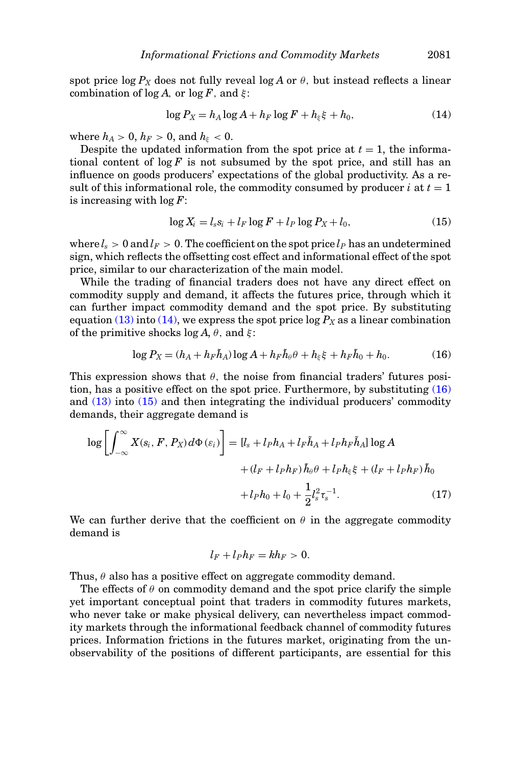spot price $\log P_X$ does not fully reveal $\log A$ or $\theta$, but instead reflects a linear combination of $\log A$, or $\log F$, and $\xi$:

$$\log P_X = h_A \log A + h_F \log F + h_\xi \xi + h_0, \tag{14}$$

where $h_A > 0$, $h_F > 0$, and $h_\xi < 0$.

Despite the updated information from the spot price at $t = 1$, the informational content of $\log F$ is not subsumed by the spot price, and still has an influence on goods producers' expectations of the global productivity. As a result of this informational role, the commodity consumed by producer $i$ at $t = 1$ is increasing with $\log F$:

$$\log X_i = l_s s_i + l_F \log F + l_P \log P_X + l_0, \tag{15}$$

where $l_s > 0$ and $l_F > 0$. The coefficient on the spot price $l_P$ has an undetermined sign, which reflects the offsetting cost effect and informational effect of the spot price, similar to our characterization of the main model.

While the trading of financial traders does not have any direct effect on commodity supply and demand, it affects the futures price, through which it can further impact commodity demand and the spot price. By substituting equation (13) into (14), we express the spot price $\log P_X$ as a linear combination of the primitive shocks $\log A$, $\theta$, and $\xi$:

$$\log P_X = (h_A + h_F \tilde{h}_A) \log A + h_F \tilde{h}_\theta \theta + h_\xi \xi + h_F \tilde{h}_0 + h_0. \tag{16}$$

This expression shows that $\theta$, the noise from financial traders' futures position, has a positive effect on the spot price. Furthermore, by substituting (16) and (13) into (15) and then integrating the individual producers' commodity demands, their aggregate demand is

$$\begin{aligned}
\log\left[\int_{-\infty}^{\infty} X(s_i, F, P_X)\, d\Phi(\varepsilon_i)\right] &= [l_s + l_P h_A + l_F \tilde{h}_A + l_P h_F \tilde{h}_A] \log A \\
&\quad + (l_F + l_P h_F)\tilde{h}_\theta \theta + l_P h_\xi \xi + (l_F + l_P h_F)\tilde{h}_0 \\
&\quad + l_P h_0 + l_0 + \frac{1}{2} l_s^2 \tau_s^{-1}.
\end{aligned} \tag{17}$$

We can further derive that the coefficient on $\theta$ in the aggregate commodity demand is

$$l_F + l_P h_F = k h_F > 0.$$

Thus, $\theta$ also has a positive effect on aggregate commodity demand.

The effects of $\theta$ on commodity demand and the spot price clarify the simple yet important conceptual point that traders in commodity futures markets, who never take or make physical delivery, can nevertheless impact commodity markets through the informational feedback channel of commodity futures prices. Information frictions in the futures market, originating from the unobservability of the positions of different participants, are essential for this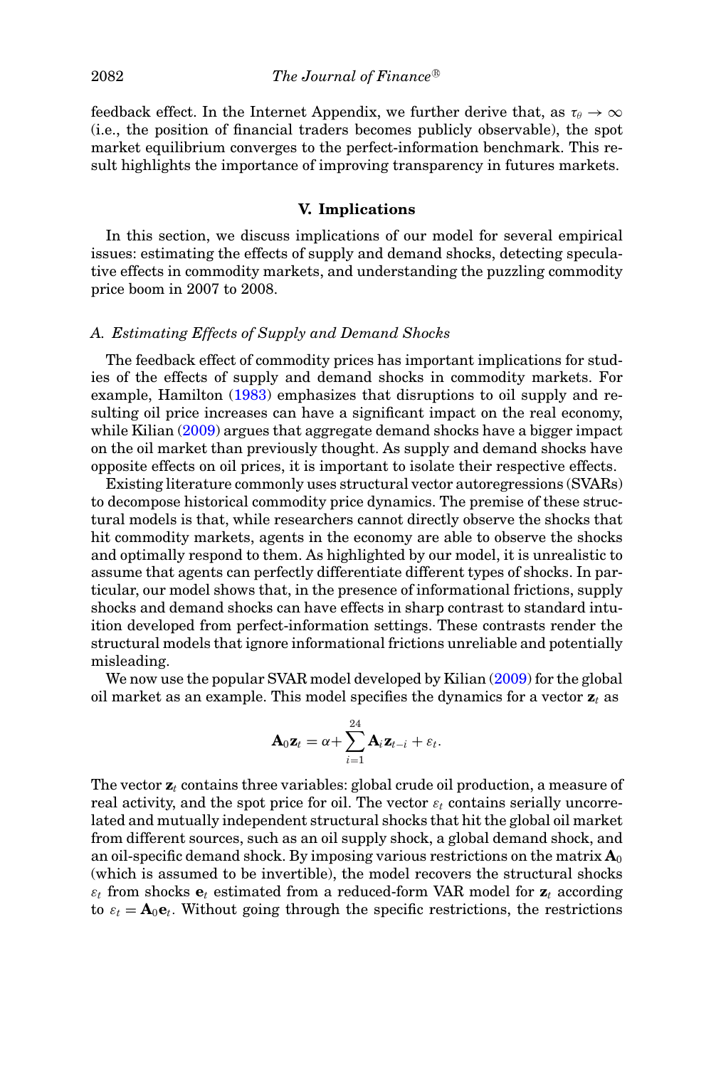feedback effect. In the Internet Appendix, we further derive that, as $\tau_\theta \to \infty$ (i.e., the position of financial traders becomes publicly observable), the spot market equilibrium converges to the perfect-information benchmark. This result highlights the importance of improving transparency in futures markets.

## V. Implications

In this section, we discuss implications of our model for several empirical issues: estimating the effects of supply and demand shocks, detecting speculative effects in commodity markets, and understanding the puzzling commodity price boom in 2007 to 2008.

### A. Estimating Effects of Supply and Demand Shocks

The feedback effect of commodity prices has important implications for studies of the effects of supply and demand shocks in commodity markets. For example, Hamilton (1983) emphasizes that disruptions to oil supply and resulting oil price increases can have a significant impact on the real economy, while Kilian (2009) argues that aggregate demand shocks have a bigger impact on the oil market than previously thought. As supply and demand shocks have opposite effects on oil prices, it is important to isolate their respective effects.

Existing literature commonly uses structural vector autoregressions (SVARs) to decompose historical commodity price dynamics. The premise of these structural models is that, while researchers cannot directly observe the shocks that hit commodity markets, agents in the economy are able to observe the shocks and optimally respond to them. As highlighted by our model, it is unrealistic to assume that agents can perfectly differentiate different types of shocks. In particular, our model shows that, in the presence of informational frictions, supply shocks and demand shocks can have effects in sharp contrast to standard intuition developed from perfect-information settings. These contrasts render the structural models that ignore informational frictions unreliable and potentially misleading.

We now use the popular SVAR model developed by Kilian (2009) for the global oil market as an example. This model specifies the dynamics for a vector $\mathbf{z}_t$ as

$$\mathbf{A}_0 \mathbf{z}_t = \alpha + \sum_{i=1}^{24} \mathbf{A}_i \mathbf{z}_{t-i} + \varepsilon_t.$$

The vector $\mathbf{z}_t$ contains three variables: global crude oil production, a measure of real activity, and the spot price for oil. The vector $\varepsilon_t$ contains serially uncorrelated and mutually independent structural shocks that hit the global oil market from different sources, such as an oil supply shock, a global demand shock, and an oil-specific demand shock. By imposing various restrictions on the matrix $\mathbf{A}_0$ (which is assumed to be invertible), the model recovers the structural shocks $\varepsilon_t$ from shocks $\mathbf{e}_t$ estimated from a reduced-form VAR model for $\mathbf{z}_t$ according to $\varepsilon_t = \mathbf{A}_0 \mathbf{e}_t$. Without going through the specific restrictions, the restrictions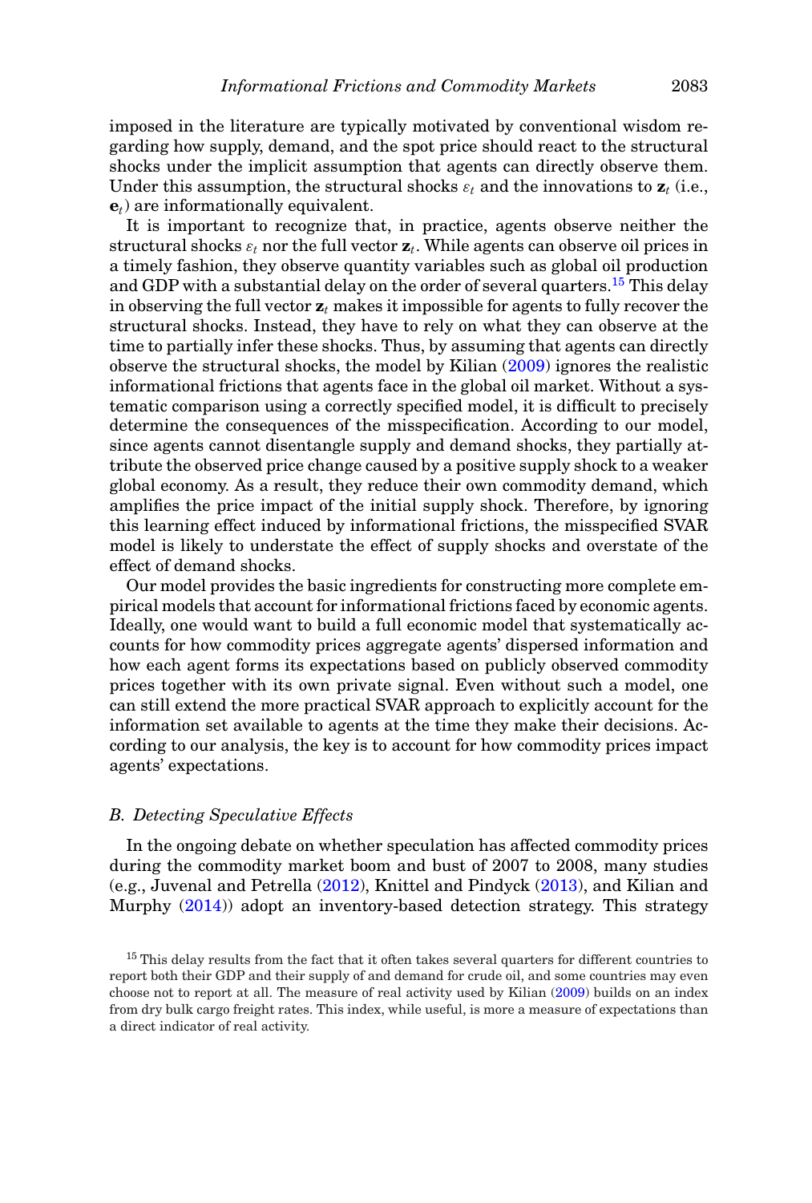imposed in the literature are typically motivated by conventional wisdom regarding how supply, demand, and the spot price should react to the structural shocks under the implicit assumption that agents can directly observe them. Under this assumption, the structural shocks $\varepsilon_t$ and the innovations to $\mathbf{z}_t$ (i.e., $\mathbf{e}_t$) are informationally equivalent.

It is important to recognize that, in practice, agents observe neither the structural shocks $\varepsilon_t$ nor the full vector $\mathbf{z}_t$. While agents can observe oil prices in a timely fashion, they observe quantity variables such as global oil production and GDP with a substantial delay on the order of several quarters.[15] This delay in observing the full vector $\mathbf{z}_t$ makes it impossible for agents to fully recover the structural shocks. Instead, they have to rely on what they can observe at the time to partially infer these shocks. Thus, by assuming that agents can directly observe the structural shocks, the model by Kilian (2009) ignores the realistic informational frictions that agents face in the global oil market. Without a systematic comparison using a correctly specified model, it is difficult to precisely determine the consequences of the misspecification. According to our model, since agents cannot disentangle supply and demand shocks, they partially attribute the observed price change caused by a positive supply shock to a weaker global economy. As a result, they reduce their own commodity demand, which amplifies the price impact of the initial supply shock. Therefore, by ignoring this learning effect induced by informational frictions, the misspecified SVAR model is likely to understate the effect of supply shocks and overstate of the effect of demand shocks.

Our model provides the basic ingredients for constructing more complete empirical models that account for informational frictions faced by economic agents. Ideally, one would want to build a full economic model that systematically accounts for how commodity prices aggregate agents' dispersed information and how each agent forms its expectations based on publicly observed commodity prices together with its own private signal. Even without such a model, one can still extend the more practical SVAR approach to explicitly account for the information set available to agents at the time they make their decisions. According to our analysis, the key is to account for how commodity prices impact agents' expectations.

### *B. Detecting Speculative Effects*

In the ongoing debate on whether speculation has affected commodity prices during the commodity market boom and bust of 2007 to 2008, many studies (e.g., Juvenal and Petrella (2012), Knittel and Pindyck (2013), and Kilian and Murphy (2014)) adopt an inventory-based detection strategy. This strategy

[15] This delay results from the fact that it often takes several quarters for different countries to report both their GDP and their supply of and demand for crude oil, and some countries may even choose not to report at all. The measure of real activity used by Kilian (2009) builds on an index from dry bulk cargo freight rates. This index, while useful, is more a measure of expectations than a direct indicator of real activity.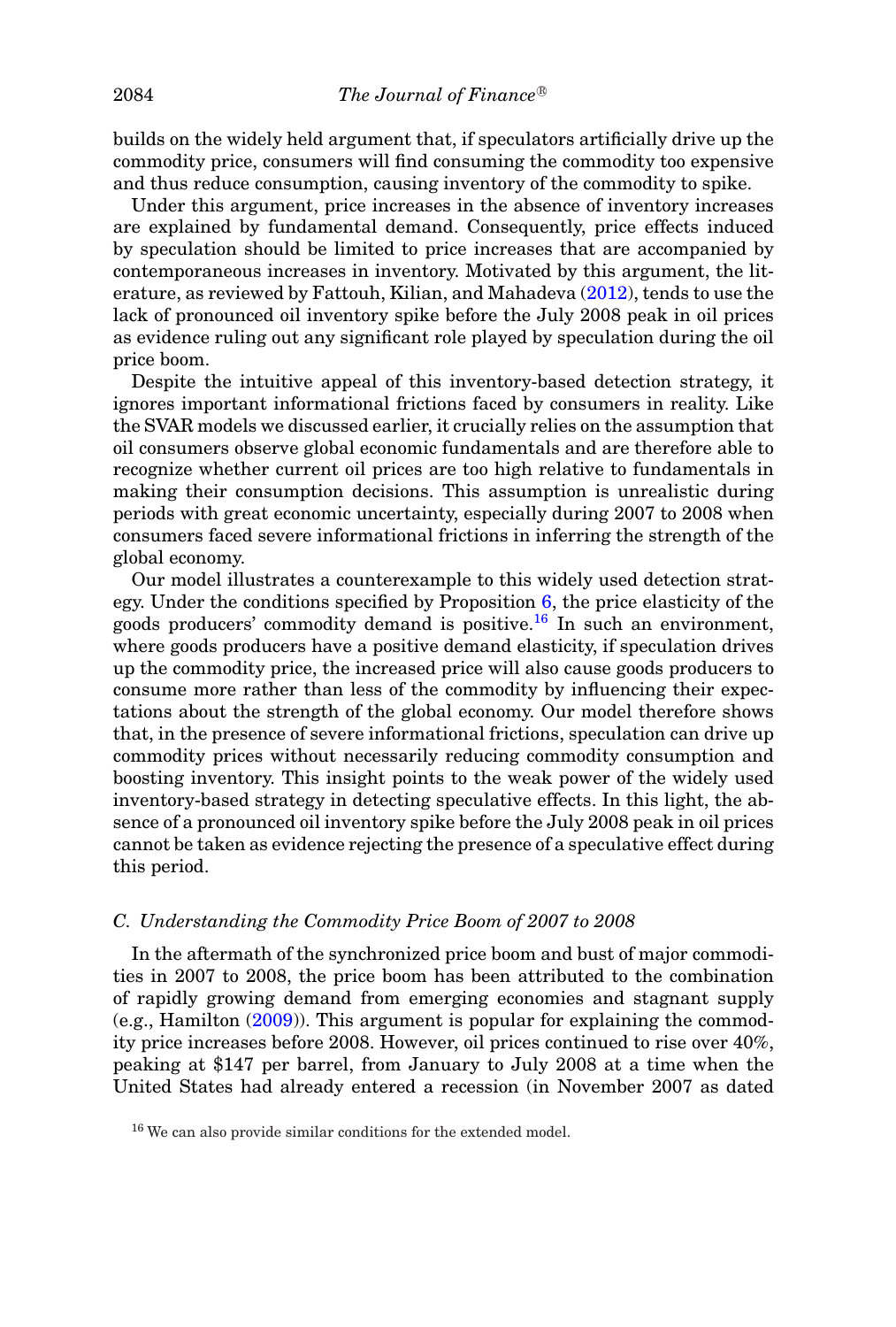builds on the widely held argument that, if speculators artificially drive up the commodity price, consumers will find consuming the commodity too expensive and thus reduce consumption, causing inventory of the commodity to spike.

Under this argument, price increases in the absence of inventory increases are explained by fundamental demand. Consequently, price effects induced by speculation should be limited to price increases that are accompanied by contemporaneous increases in inventory. Motivated by this argument, the literature, as reviewed by Fattouh, Kilian, and Mahadeva (2012), tends to use the lack of pronounced oil inventory spike before the July 2008 peak in oil prices as evidence ruling out any significant role played by speculation during the oil price boom.

Despite the intuitive appeal of this inventory-based detection strategy, it ignores important informational frictions faced by consumers in reality. Like the SVAR models we discussed earlier, it crucially relies on the assumption that oil consumers observe global economic fundamentals and are therefore able to recognize whether current oil prices are too high relative to fundamentals in making their consumption decisions. This assumption is unrealistic during periods with great economic uncertainty, especially during 2007 to 2008 when consumers faced severe informational frictions in inferring the strength of the global economy.

Our model illustrates a counterexample to this widely used detection strategy. Under the conditions specified by Proposition 6, the price elasticity of the goods producers' commodity demand is positive.[16] In such an environment, where goods producers have a positive demand elasticity, if speculation drives up the commodity price, the increased price will also cause goods producers to consume more rather than less of the commodity by influencing their expectations about the strength of the global economy. Our model therefore shows that, in the presence of severe informational frictions, speculation can drive up commodity prices without necessarily reducing commodity consumption and boosting inventory. This insight points to the weak power of the widely used inventory-based strategy in detecting speculative effects. In this light, the absence of a pronounced oil inventory spike before the July 2008 peak in oil prices cannot be taken as evidence rejecting the presence of a speculative effect during this period.

### *C. Understanding the Commodity Price Boom of 2007 to 2008*

In the aftermath of the synchronized price boom and bust of major commodities in 2007 to 2008, the price boom has been attributed to the combination of rapidly growing demand from emerging economies and stagnant supply (e.g., Hamilton (2009)). This argument is popular for explaining the commodity price increases before 2008. However, oil prices continued to rise over 40%, peaking at \$147 per barrel, from January to July 2008 at a time when the United States had already entered a recession (in November 2007 as dated

[16] We can also provide similar conditions for the extended model.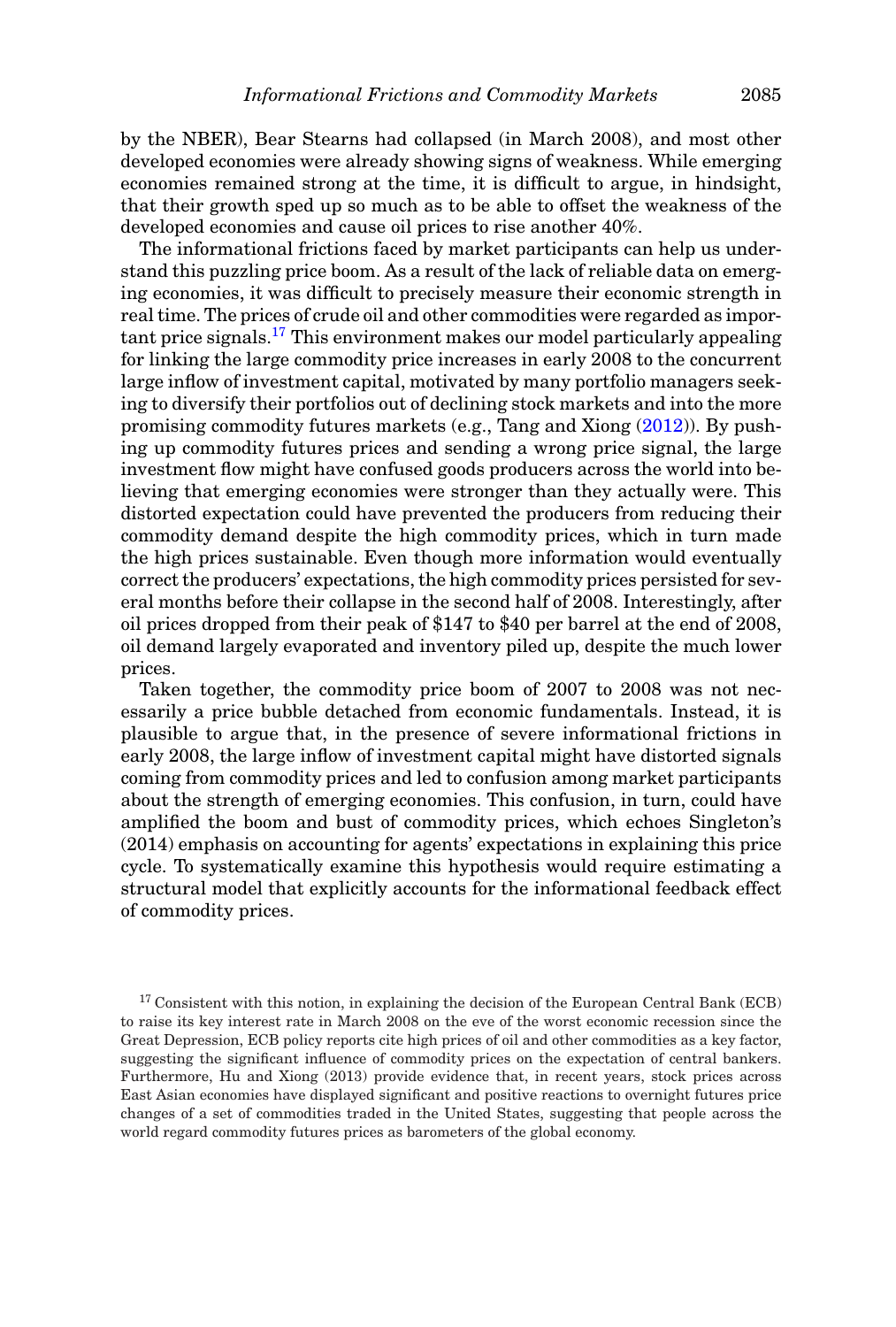by the NBER), Bear Stearns had collapsed (in March 2008), and most other developed economies were already showing signs of weakness. While emerging economies remained strong at the time, it is difficult to argue, in hindsight, that their growth sped up so much as to be able to offset the weakness of the developed economies and cause oil prices to rise another 40%.

The informational frictions faced by market participants can help us understand this puzzling price boom. As a result of the lack of reliable data on emerging economies, it was difficult to precisely measure their economic strength in real time. The prices of crude oil and other commodities were regarded as important price signals.[17] This environment makes our model particularly appealing for linking the large commodity price increases in early 2008 to the concurrent large inflow of investment capital, motivated by many portfolio managers seeking to diversify their portfolios out of declining stock markets and into the more promising commodity futures markets (e.g., Tang and Xiong (2012)). By pushing up commodity futures prices and sending a wrong price signal, the large investment flow might have confused goods producers across the world into believing that emerging economies were stronger than they actually were. This distorted expectation could have prevented the producers from reducing their commodity demand despite the high commodity prices, which in turn made the high prices sustainable. Even though more information would eventually correct the producers' expectations, the high commodity prices persisted for several months before their collapse in the second half of 2008. Interestingly, after oil prices dropped from their peak of \$147 to \$40 per barrel at the end of 2008, oil demand largely evaporated and inventory piled up, despite the much lower prices.

Taken together, the commodity price boom of 2007 to 2008 was not necessarily a price bubble detached from economic fundamentals. Instead, it is plausible to argue that, in the presence of severe informational frictions in early 2008, the large inflow of investment capital might have distorted signals coming from commodity prices and led to confusion among market participants about the strength of emerging economies. This confusion, in turn, could have amplified the boom and bust of commodity prices, which echoes Singleton's (2014) emphasis on accounting for agents' expectations in explaining this price cycle. To systematically examine this hypothesis would require estimating a structural model that explicitly accounts for the informational feedback effect of commodity prices.

[17] Consistent with this notion, in explaining the decision of the European Central Bank (ECB) to raise its key interest rate in March 2008 on the eve of the worst economic recession since the Great Depression, ECB policy reports cite high prices of oil and other commodities as a key factor, suggesting the significant influence of commodity prices on the expectation of central bankers. Furthermore, Hu and Xiong (2013) provide evidence that, in recent years, stock prices across East Asian economies have displayed significant and positive reactions to overnight futures price changes of a set of commodities traded in the United States, suggesting that people across the world regard commodity futures prices as barometers of the global economy.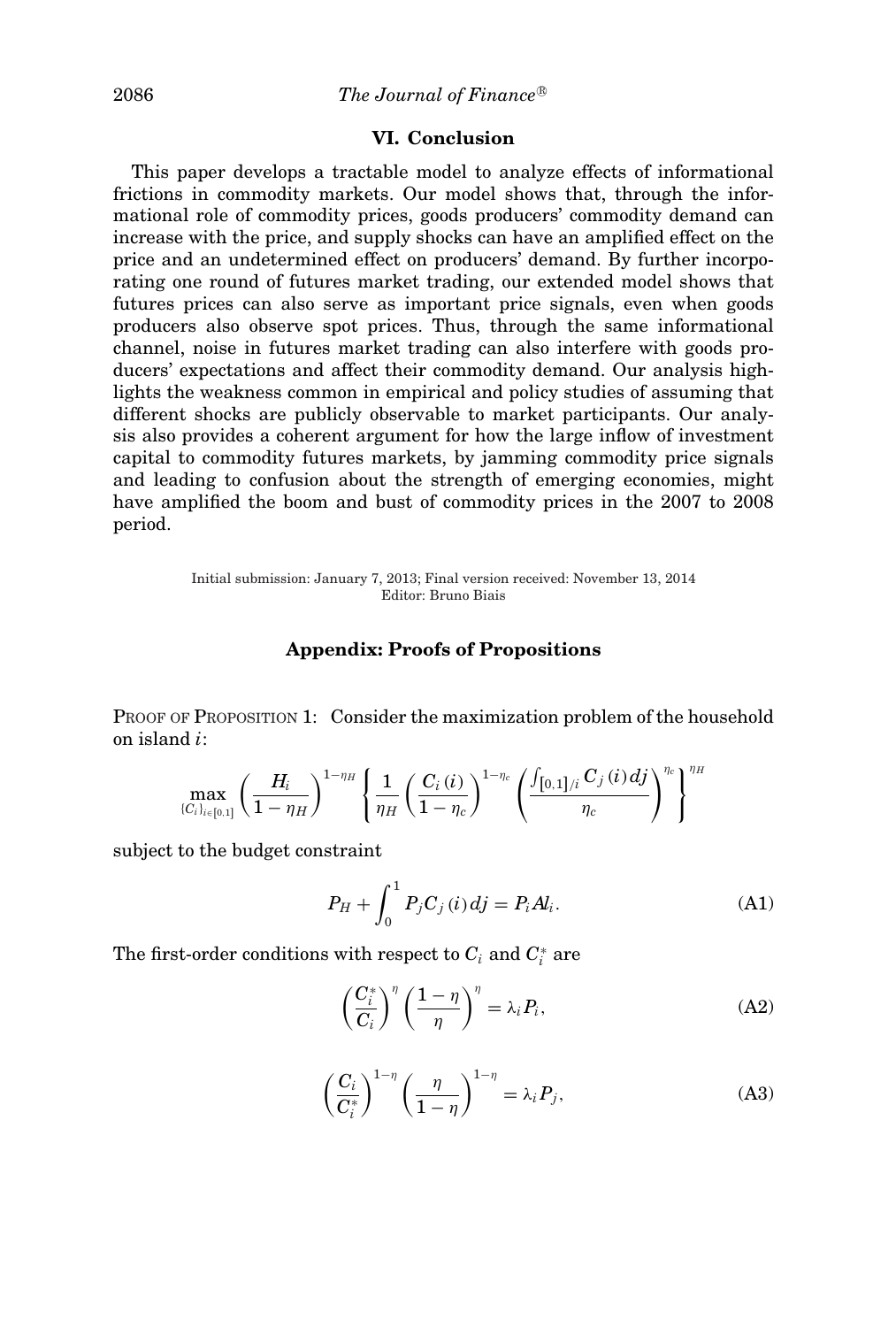## VI. Conclusion

This paper develops a tractable model to analyze effects of informational frictions in commodity markets. Our model shows that, through the informational role of commodity prices, goods producers' commodity demand can increase with the price, and supply shocks can have an amplified effect on the price and an undetermined effect on producers' demand. By further incorporating one round of futures market trading, our extended model shows that futures prices can also serve as important price signals, even when goods producers also observe spot prices. Thus, through the same informational channel, noise in futures market trading can also interfere with goods producers' expectations and affect their commodity demand. Our analysis highlights the weakness common in empirical and policy studies of assuming that different shocks are publicly observable to market participants. Our analysis also provides a coherent argument for how the large inflow of investment capital to commodity futures markets, by jamming commodity price signals and leading to confusion about the strength of emerging economies, might have amplified the boom and bust of commodity prices in the 2007 to 2008 period.

Initial submission: January 7, 2013; Final version received: November 13, 2014
Editor: Bruno Biais

## Appendix: Proofs of Propositions

PROOF OF PROPOSITION 1: Consider the maximization problem of the household on island $i$:

$$\max_{\{C_i\}_{i\in[0,1]}} \left(\frac{H_i}{1-\eta_H}\right)^{1-\eta_H} \left\{\frac{1}{\eta_H}\left(\frac{C_i(i)}{1-\eta_c}\right)^{1-\eta_c}\left(\frac{\int_{[0,1]/i} C_j(i)\,dj}{\eta_c}\right)^{\eta_c}\right\}^{\eta_H}$$

subject to the budget constraint

$$P_H + \int_0^1 P_j C_j(i)\,dj = P_i A l_i. \tag{A1}$$

The first-order conditions with respect to $C_i$ and $C_i^*$ are

$$\left(\frac{C_i^*}{C_i}\right)^{\eta}\left(\frac{1-\eta}{\eta}\right)^{\eta} = \lambda_i P_i, \tag{A2}$$

$$\left(\frac{C_i}{C_i^*}\right)^{1-\eta}\left(\frac{\eta}{1-\eta}\right)^{1-\eta} = \lambda_i P_j, \tag{A3}$$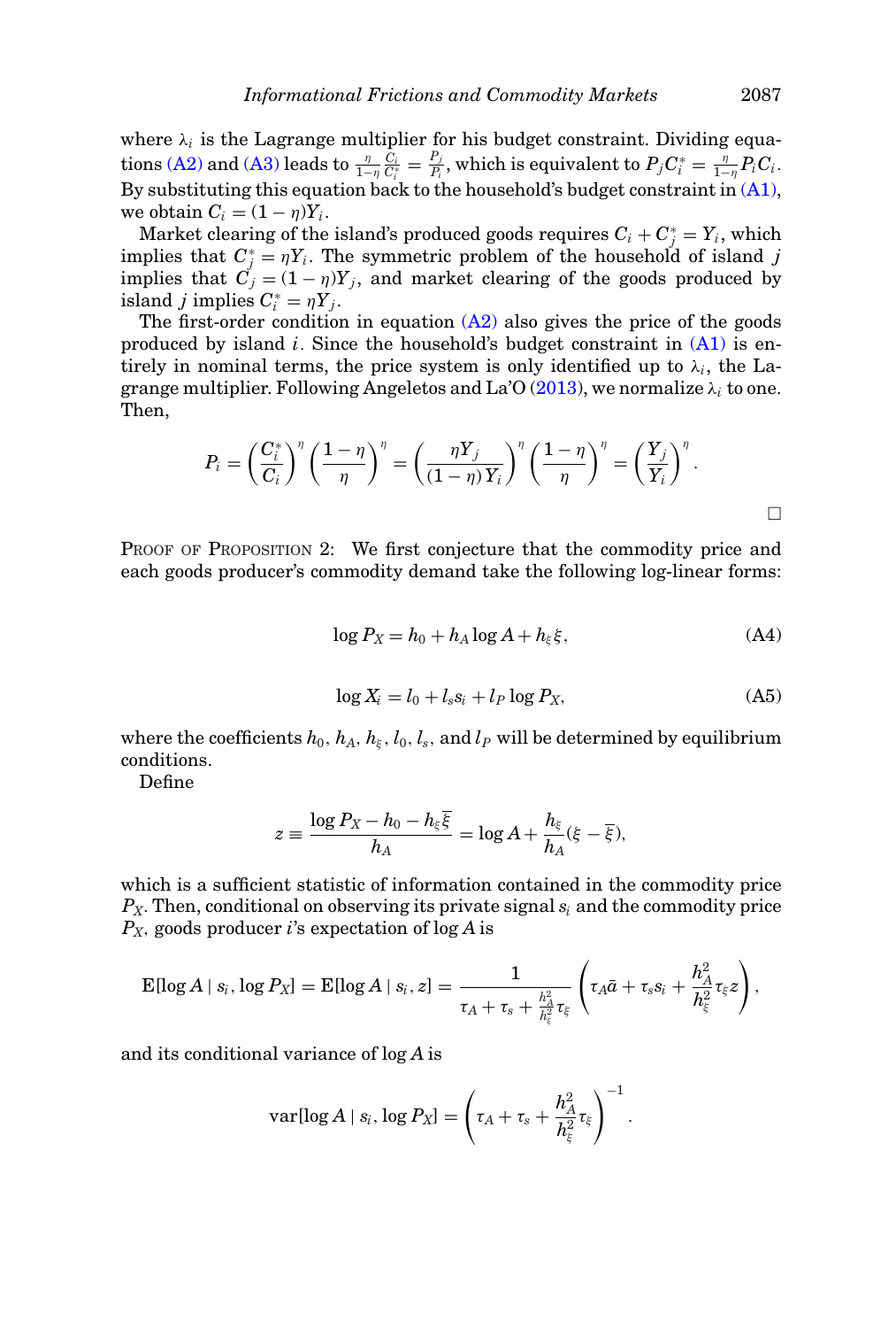where $\lambda_i$ is the Lagrange multiplier for his budget constraint. Dividing equations (A2) and (A3) leads to $\frac{\eta}{1-\eta}\frac{C_i}{C_i^*} = \frac{P_j}{P_i}$, which is equivalent to $P_j C_i^* = \frac{\eta}{1-\eta} P_i C_i$. By substituting this equation back to the household's budget constraint in (A1), we obtain $C_i = (1-\eta)Y_i$.

Market clearing of the island's produced goods requires $C_i + C_j^* = Y_i$, which implies that $C_j^* = \eta Y_i$. The symmetric problem of the household of island $j$ implies that $C_j = (1-\eta)Y_j$, and market clearing of the goods produced by island $j$ implies $C_i^* = \eta Y_j$.

The first-order condition in equation (A2) also gives the price of the goods produced by island $i$. Since the household's budget constraint in (A1) is entirely in nominal terms, the price system is only identified up to $\lambda_i$, the Lagrange multiplier. Following Angeletos and La'O (2013), we normalize $\lambda_i$ to one. Then,

$$P_i = \left(\frac{C_i^*}{C_i}\right)^{\eta}\left(\frac{1-\eta}{\eta}\right)^{\eta} = \left(\frac{\eta Y_j}{(1-\eta)\,Y_i}\right)^{\eta}\left(\frac{1-\eta}{\eta}\right)^{\eta} = \left(\frac{Y_j}{Y_i}\right)^{\eta}.$$

□

PROOF OF PROPOSITION 2: We first conjecture that the commodity price and each goods producer's commodity demand take the following log-linear forms:

$$\log P_X = h_0 + h_A \log A + h_\xi \xi, \tag{A4}$$

$$\log X_i = l_0 + l_s s_i + l_P \log P_X, \tag{A5}$$

where the coefficients $h_0$, $h_A$, $h_\xi$, $l_0$, $l_s$, and $l_P$ will be determined by equilibrium conditions.

Define

$$z \equiv \frac{\log P_X - h_0 - h_\xi \overline{\xi}}{h_A} = \log A + \frac{h_\xi}{h_A}(\xi - \overline{\xi}),$$

which is a sufficient statistic of information contained in the commodity price $P_X$. Then, conditional on observing its private signal $s_i$ and the commodity price $P_X$, goods producer $i$'s expectation of $\log A$ is

$$\mathrm{E}[\log A \mid s_i, \log P_X] = \mathrm{E}[\log A \mid s_i, z] = \frac{1}{\tau_A + \tau_s + \frac{h_A^2}{h_\xi^2}\tau_\xi}\left(\tau_A \bar{a} + \tau_s s_i + \frac{h_A^2}{h_\xi^2}\tau_\xi z\right),$$

and its conditional variance of $\log A$ is

$$\mathrm{var}[\log A \mid s_i, \log P_X] = \left(\tau_A + \tau_s + \frac{h_A^2}{h_\xi^2}\tau_\xi\right)^{-1}.$$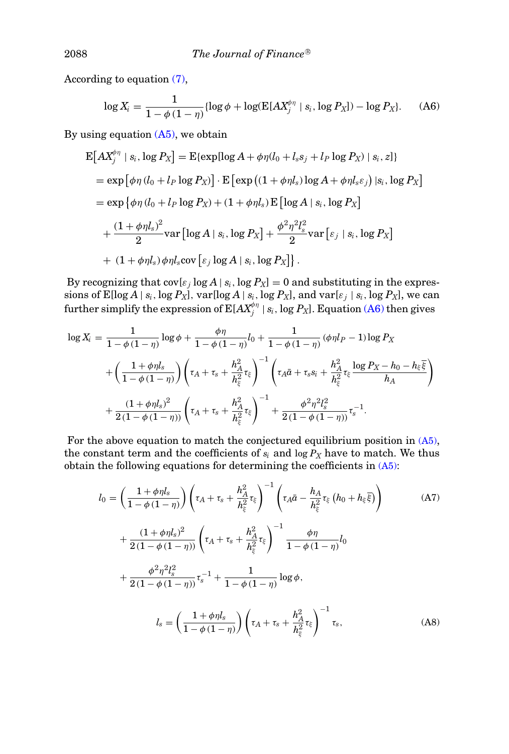According to equation (7),

$$\log X_i = \frac{1}{1-\phi(1-\eta)}\{\log\phi + \log(\mathrm{E}[AX_j^{\phi\eta} \mid s_i, \log P_X]) - \log P_X\}. \tag{A6}$$

By using equation (A5), we obtain

$$\begin{aligned}
\mathrm{E}\big[AX_j^{\phi\eta} \mid s_i, \log P_X\big] &= \mathrm{E}\{\exp[\log A + \phi\eta(l_0 + l_s s_j + l_P \log P_X) \mid s_i, z]\} \\
&= \exp\left[\phi\eta\left(l_0 + l_P \log P_X\right)\right] \cdot \mathrm{E}\left[\exp\left((1+\phi\eta l_s)\log A + \phi\eta l_s \varepsilon_j\right) \lvert s_i, \log P_X\right] \\
&= \exp\Big\{\phi\eta\left(l_0 + l_P \log P_X\right) + (1+\phi\eta l_s)\,\mathrm{E}\left[\log A \mid s_i, \log P_X\right] \\
&\quad + \frac{(1+\phi\eta l_s)^2}{2}\mathrm{var}\left[\log A \mid s_i, \log P_X\right] + \frac{\phi^2\eta^2 l_s^2}{2}\mathrm{var}\left[\varepsilon_j \mid s_i, \log P_X\right] \\
&\quad + \ (1+\phi\eta l_s)\,\phi\eta l_s \mathrm{cov}\left[\varepsilon_j \log A \mid s_i, \log P_X\right]\Big\}.
\end{aligned}$$

By recognizing that $\mathrm{cov}[\varepsilon_j \log A \mid s_i, \log P_X] = 0$ and substituting in the expressions of $\mathrm{E}[\log A \mid s_i, \log P_X]$, $\mathrm{var}[\log A \mid s_i, \log P_X]$, and $\mathrm{var}[\varepsilon_j \mid s_i, \log P_X]$, we can further simplify the expression of $\mathrm{E}[AX_j^{\phi\eta} \mid s_i, \log P_X]$. Equation (A6) then gives

$$\begin{aligned}
\log X_i &= \frac{1}{1-\phi(1-\eta)}\log\phi + \frac{\phi\eta}{1-\phi(1-\eta)}l_0 + \frac{1}{1-\phi(1-\eta)}\left(\phi\eta l_P - 1\right)\log P_X \\
&\quad + \left(\frac{1+\phi\eta l_s}{1-\phi(1-\eta)}\right)\left(\tau_A + \tau_s + \frac{h_A^2}{h_\xi^2}\tau_\xi\right)^{-1}\left(\tau_A\bar{a} + \tau_s s_i + \frac{h_A^2}{h_\xi^2}\tau_\xi\frac{\log P_X - h_0 - h_\xi\bar{\xi}}{h_A}\right) \\
&\quad + \frac{(1+\phi\eta l_s)^2}{2\left(1-\phi(1-\eta)\right)}\left(\tau_A + \tau_s + \frac{h_A^2}{h_\xi^2}\tau_\xi\right)^{-1} + \frac{\phi^2\eta^2 l_s^2}{2\left(1-\phi(1-\eta)\right)}\tau_s^{-1}.
\end{aligned}$$

For the above equation to match the conjectured equilibrium position in (A5), the constant term and the coefficients of $s_i$ and $\log P_X$ have to match. We thus obtain the following equations for determining the coefficients in (A5):

$$\begin{aligned}
l_0 &= \left(\frac{1+\phi\eta l_s}{1-\phi(1-\eta)}\right)\left(\tau_A + \tau_s + \frac{h_A^2}{h_\xi^2}\tau_\xi\right)^{-1}\left(\tau_A\bar{a} - \frac{h_A}{h_\xi^2}\tau_\xi\left(h_0 + h_\xi\bar{\xi}\right)\right) \\
&\quad + \frac{(1+\phi\eta l_s)^2}{2\left(1-\phi(1-\eta)\right)}\left(\tau_A + \tau_s + \frac{h_A^2}{h_\xi^2}\tau_\xi\right)^{-1}\frac{\phi\eta}{1-\phi(1-\eta)}l_0 \\
&\quad + \frac{\phi^2\eta^2 l_s^2}{2\left(1-\phi(1-\eta)\right)}\tau_s^{-1} + \frac{1}{1-\phi(1-\eta)}\log\phi,
\end{aligned} \tag{A7}$$

$$l_s = \left(\frac{1+\phi\eta l_s}{1-\phi(1-\eta)}\right)\left(\tau_A + \tau_s + \frac{h_A^2}{h_\xi^2}\tau_\xi\right)^{-1}\tau_s, \tag{A8}$$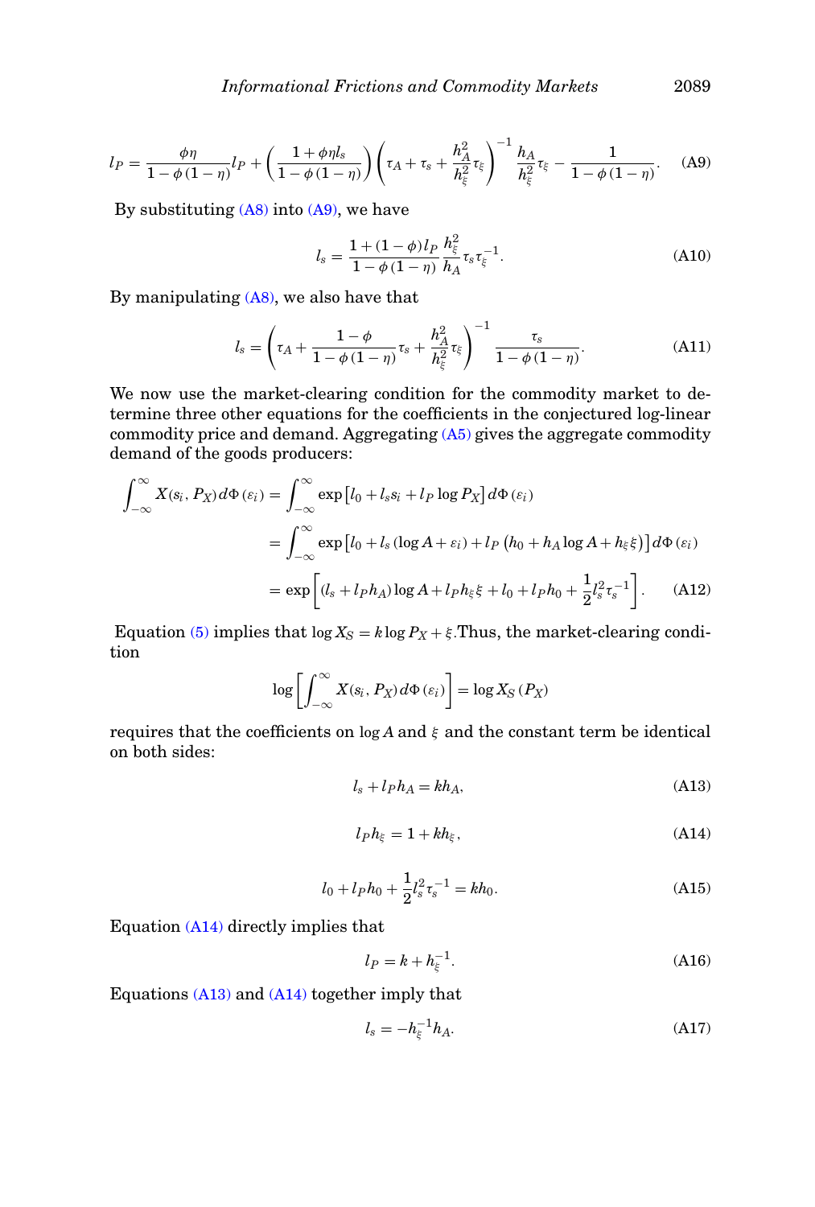$$l_P = \frac{\phi\eta}{1-\phi(1-\eta)} l_P + \left(\frac{1+\phi\eta l_s}{1-\phi(1-\eta)}\right)\left(\tau_A + \tau_s + \frac{h_A^2}{h_\xi^2}\tau_\xi\right)^{-1} \frac{h_A}{h_\xi^2}\tau_\xi - \frac{1}{1-\phi(1-\eta)}. \tag{A9}$$

By substituting (A8) into (A9), we have

$$l_s = \frac{1+(1-\phi)l_P}{1-\phi(1-\eta)} \frac{h_\xi^2}{h_A} \tau_s \tau_\xi^{-1}. \tag{A10}$$

By manipulating (A8), we also have that

$$l_s = \left(\tau_A + \frac{1-\phi}{1-\phi(1-\eta)}\tau_s + \frac{h_A^2}{h_\xi^2}\tau_\xi\right)^{-1} \frac{\tau_s}{1-\phi(1-\eta)}. \tag{A11}$$

We now use the market-clearing condition for the commodity market to determine three other equations for the coefficients in the conjectured log-linear commodity price and demand. Aggregating (A5) gives the aggregate commodity demand of the goods producers:

$$\begin{aligned}
\int_{-\infty}^{\infty} X(s_i, P_X)\, d\Phi(\varepsilon_i) &= \int_{-\infty}^{\infty} \exp\left[l_0 + l_s s_i + l_P \log P_X\right] d\Phi(\varepsilon_i) \\
&= \int_{-\infty}^{\infty} \exp\left[l_0 + l_s(\log A + \varepsilon_i) + l_P\left(h_0 + h_A \log A + h_\xi \xi\right)\right] d\Phi(\varepsilon_i) \\
&= \exp\left[(l_s + l_P h_A)\log A + l_P h_\xi \xi + l_0 + l_P h_0 + \frac{1}{2} l_s^2 \tau_s^{-1}\right].
\end{aligned} \tag{A12}$$

Equation (5) implies that $\log X_S = k \log P_X + \xi$. Thus, the market-clearing condition

$$\log\left[\int_{-\infty}^{\infty} X(s_i, P_X)\, d\Phi(\varepsilon_i)\right] = \log X_S(P_X)$$

requires that the coefficients on $\log A$ and $\xi$ and the constant term be identical on both sides:

$$l_s + l_P h_A = k h_A, \tag{A13}$$

$$l_P h_\xi = 1 + k h_\xi, \tag{A14}$$

$$l_0 + l_P h_0 + \frac{1}{2} l_s^2 \tau_s^{-1} = k h_0. \tag{A15}$$

Equation (A14) directly implies that

$$l_P = k + h_\xi^{-1}. \tag{A16}$$

Equations (A13) and (A14) together imply that

$$l_s = -h_\xi^{-1} h_A. \tag{A17}$$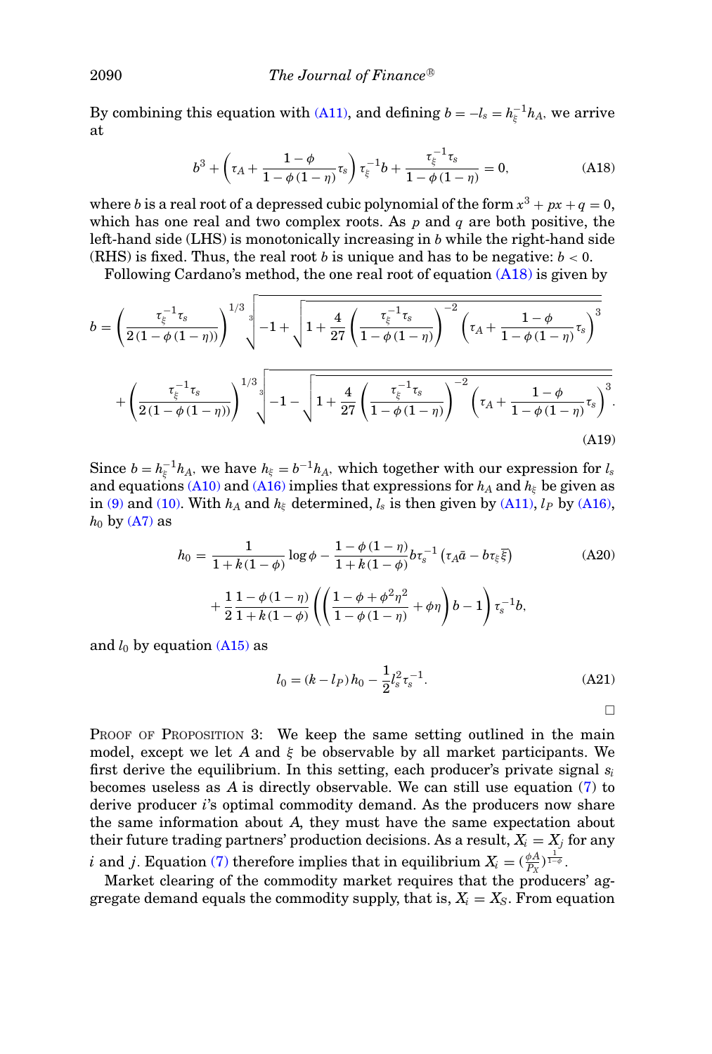By combining this equation with (A11), and defining $b = -l_s = h_\xi^{-1} h_A$, we arrive at

$$b^3 + \left(\tau_A + \frac{1-\phi}{1-\phi(1-\eta)}\tau_s\right)\tau_\xi^{-1} b + \frac{\tau_\xi^{-1}\tau_s}{1-\phi(1-\eta)} = 0, \tag{A18}$$

where $b$ is a real root of a depressed cubic polynomial of the form $x^3 + px + q = 0$, which has one real and two complex roots. As $p$ and $q$ are both positive, the left-hand side (LHS) is monotonically increasing in $b$ while the right-hand side (RHS) is fixed. Thus, the real root $b$ is unique and has to be negative: $b < 0$.

Following Cardano's method, the one real root of equation (A18) is given by

$$b = \left(\frac{\tau_\xi^{-1}\tau_s}{2(1-\phi(1-\eta))}\right)^{1/3} \sqrt[3]{-1 + \sqrt{1 + \frac{4}{27}\left(\frac{\tau_\xi^{-1}\tau_s}{1-\phi(1-\eta)}\right)^{-2}\left(\tau_A + \frac{1-\phi}{1-\phi(1-\eta)}\tau_s\right)^3}}$$

$$+ \left(\frac{\tau_\xi^{-1}\tau_s}{2(1-\phi(1-\eta))}\right)^{1/3} \sqrt[3]{-1 - \sqrt{1 + \frac{4}{27}\left(\frac{\tau_\xi^{-1}\tau_s}{1-\phi(1-\eta)}\right)^{-2}\left(\tau_A + \frac{1-\phi}{1-\phi(1-\eta)}\tau_s\right)^3}}. \tag{A19}$$

Since $b = h_\xi^{-1} h_A$, we have $h_\xi = b^{-1} h_A$, which together with our expression for $l_s$ and equations (A10) and (A16) implies that expressions for $h_A$ and $h_\xi$ be given as in (9) and (10). With $h_A$ and $h_\xi$ determined, $l_s$ is then given by (A11), $l_P$ by (A16), $h_0$ by (A7) as

$$h_0 = \frac{1}{1+k(1-\phi)}\log\phi - \frac{1-\phi(1-\eta)}{1+k(1-\phi)} b\tau_s^{-1}\left(\tau_A \bar{a} - b\tau_\xi \bar{\xi}\right) \tag{A20}$$

$$+ \frac{1}{2}\frac{1-\phi(1-\eta)}{1+k(1-\phi)}\left(\left(\frac{1-\phi+\phi^2\eta^2}{1-\phi(1-\eta)} + \phi\eta\right)b - 1\right)\tau_s^{-1} b,$$

and $l_0$ by equation (A15) as

$$l_0 = (k - l_P) h_0 - \frac{1}{2} l_s^2 \tau_s^{-1}. \tag{A21}$$

□

PROOF OF PROPOSITION 3: We keep the same setting outlined in the main model, except we let $A$ and $\xi$ be observable by all market participants. We first derive the equilibrium. In this setting, each producer's private signal $s_i$ becomes useless as $A$ is directly observable. We can still use equation (7) to derive producer $i$'s optimal commodity demand. As the producers now share the same information about $A$, they must have the same expectation about their future trading partners' production decisions. As a result, $X_i = X_j$ for any $i$ and $j$. Equation (7) therefore implies that in equilibrium $X_i = \left(\frac{\phi A}{P_X}\right)^{\frac{1}{1-\phi}}$.

Market clearing of the commodity market requires that the producers' aggregate demand equals the commodity supply, that is, $X_i = X_S$. From equation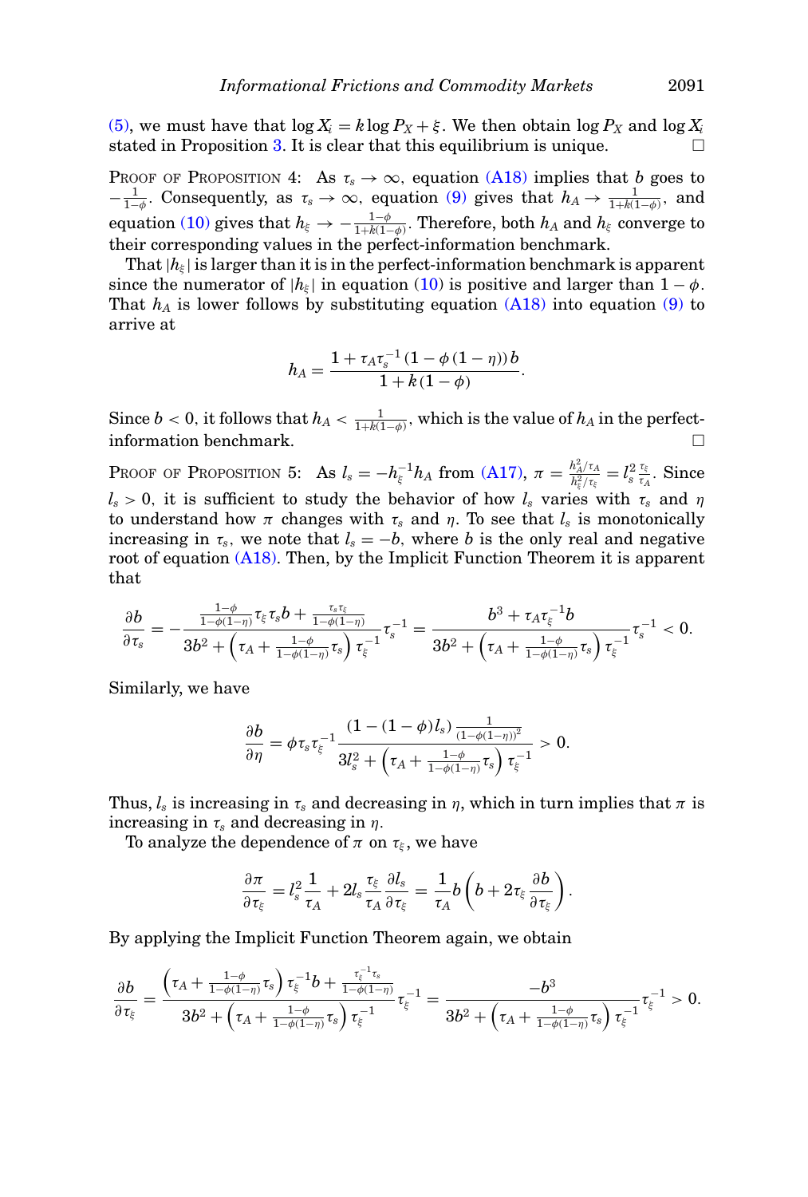(5), we must have that $\log X_i = k \log P_X + \xi$. We then obtain $\log P_X$ and $\log X_i$ stated in Proposition 3. It is clear that this equilibrium is unique. □

PROOF OF PROPOSITION 4: As $\tau_s \to \infty$, equation (A18) implies that $b$ goes to $-\frac{1}{1-\phi}$. Consequently, as $\tau_s \to \infty$, equation (9) gives that $h_A \to \frac{1}{1+k(1-\phi)}$, and equation (10) gives that $h_\xi \to -\frac{1-\phi}{1+k(1-\phi)}$. Therefore, both $h_A$ and $h_\xi$ converge to their corresponding values in the perfect-information benchmark.

That $|h_\xi|$ is larger than it is in the perfect-information benchmark is apparent since the numerator of $|h_\xi|$ in equation (10) is positive and larger than $1-\phi$. That $h_A$ is lower follows by substituting equation (A18) into equation (9) to arrive at

$$h_A = \frac{1 + \tau_A \tau_s^{-1} (1 - \phi(1-\eta)) b}{1 + k(1-\phi)}.$$

Since $b < 0$, it follows that $h_A < \frac{1}{1+k(1-\phi)}$, which is the value of $h_A$ in the perfect-information benchmark. □

PROOF OF PROPOSITION 5: As $l_s = -h_\xi^{-1} h_A$ from (A17), $\pi = \frac{h_A^2/\tau_A}{h_\xi^2/\tau_\xi} = l_s^2 \frac{\tau_\xi}{\tau_A}$. Since $l_s > 0$, it is sufficient to study the behavior of how $l_s$ varies with $\tau_s$ and $\eta$ to understand how $\pi$ changes with $\tau_s$ and $\eta$. To see that $l_s$ is monotonically increasing in $\tau_s$, we note that $l_s = -b$, where $b$ is the only real and negative root of equation (A18). Then, by the Implicit Function Theorem it is apparent that

$$\frac{\partial b}{\partial \tau_s} = -\frac{\frac{1-\phi}{1-\phi(1-\eta)}\tau_\xi \tau_s b + \frac{\tau_s \tau_\xi}{1-\phi(1-\eta)}}{3b^2 + \left(\tau_A + \frac{1-\phi}{1-\phi(1-\eta)}\tau_s\right)\tau_\xi^{-1}}\tau_s^{-1} = \frac{b^3 + \tau_A \tau_\xi^{-1} b}{3b^2 + \left(\tau_A + \frac{1-\phi}{1-\phi(1-\eta)}\tau_s\right)\tau_\xi^{-1}}\tau_s^{-1} < 0.$$

Similarly, we have

$$\frac{\partial b}{\partial \eta} = \phi \tau_s \tau_\xi^{-1} \frac{(1-(1-\phi)l_s)\frac{1}{(1-\phi(1-\eta))^2}}{3l_s^2 + \left(\tau_A + \frac{1-\phi}{1-\phi(1-\eta)}\tau_s\right)\tau_\xi^{-1}} > 0.$$

Thus, $l_s$ is increasing in $\tau_s$ and decreasing in $\eta$, which in turn implies that $\pi$ is increasing in $\tau_s$ and decreasing in $\eta$.

To analyze the dependence of $\pi$ on $\tau_\xi$, we have

$$\frac{\partial \pi}{\partial \tau_\xi} = l_s^2 \frac{1}{\tau_A} + 2l_s \frac{\tau_\xi}{\tau_A}\frac{\partial l_s}{\partial \tau_\xi} = \frac{1}{\tau_A} b \left(b + 2\tau_\xi \frac{\partial b}{\partial \tau_\xi}\right).$$

By applying the Implicit Function Theorem again, we obtain

$$\frac{\partial b}{\partial \tau_\xi} = \frac{\left(\tau_A + \frac{1-\phi}{1-\phi(1-\eta)}\tau_s\right)\tau_\xi^{-1} b + \frac{\tau_\xi^{-1}\tau_s}{1-\phi(1-\eta)}}{3b^2 + \left(\tau_A + \frac{1-\phi}{1-\phi(1-\eta)}\tau_s\right)\tau_\xi^{-1}}\tau_\xi^{-1} = \frac{-b^3}{3b^2 + \left(\tau_A + \frac{1-\phi}{1-\phi(1-\eta)}\tau_s\right)\tau_\xi^{-1}}\tau_\xi^{-1} > 0.$$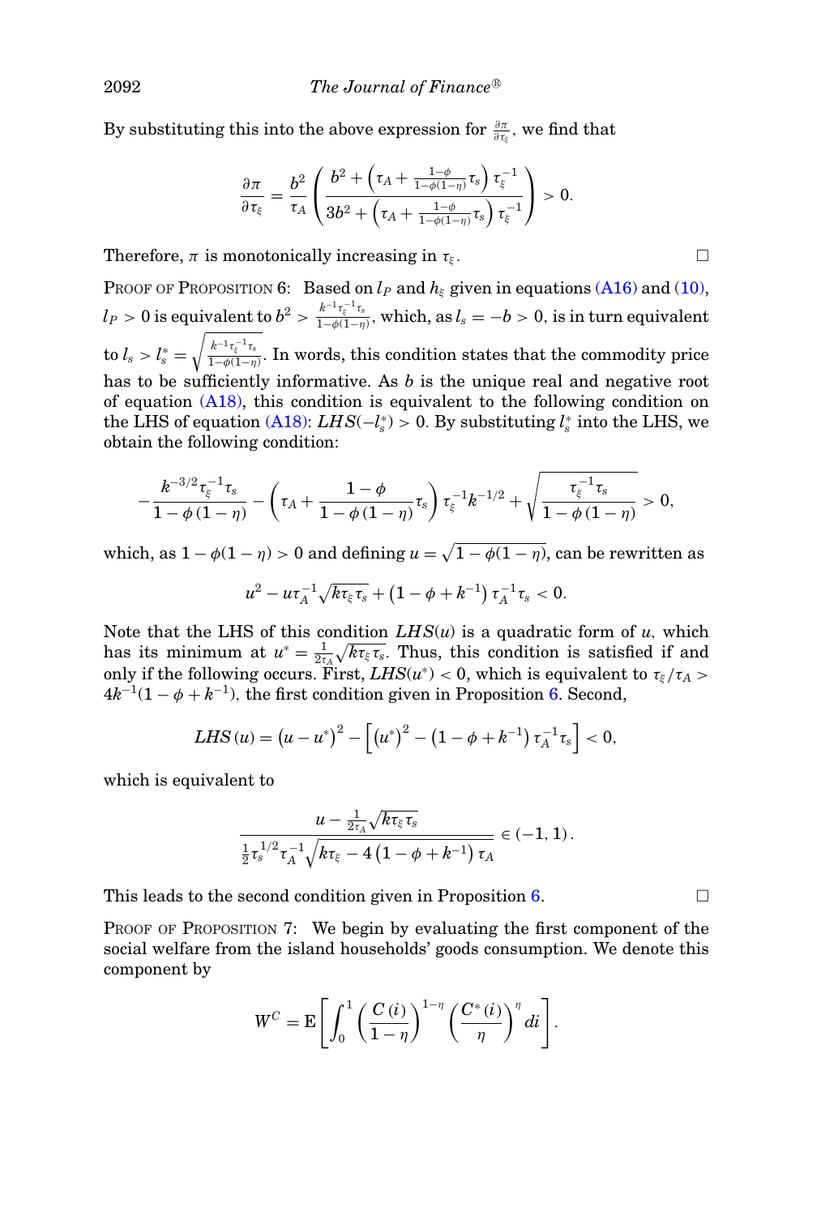By substituting this into the above expression for $\frac{\partial \pi}{\partial \tau_\xi}$, we find that

$$\frac{\partial \pi}{\partial \tau_\xi} = \frac{b^2}{\tau_A} \left( \frac{b^2 + \left(\tau_A + \frac{1-\phi}{1-\phi(1-\eta)} \tau_s\right) \tau_\xi^{-1}}{3b^2 + \left(\tau_A + \frac{1-\phi}{1-\phi(1-\eta)} \tau_s\right) \tau_\xi^{-1}} \right) > 0.$$

Therefore, $\pi$ is monotonically increasing in $\tau_\xi$. □

Proof of Proposition 6: Based on $l_P$ and $h_\xi$ given in equations (A16) and (10), $l_P > 0$ is equivalent to $b^2 > \frac{k^{-1}\tau_\xi^{-1}\tau_s}{1-\phi(1-\eta)}$, which, as $l_s = -b > 0$, is in turn equivalent to $l_s > l_s^* = \sqrt{\frac{k^{-1}\tau_\xi^{-1}\tau_s}{1-\phi(1-\eta)}}$. In words, this condition states that the commodity price has to be sufficiently informative. As $b$ is the unique real and negative root of equation (A18), this condition is equivalent to the following condition on the LHS of equation (A18): $LHS(-l_s^*) > 0$. By substituting $l_s^*$ into the LHS, we obtain the following condition:

$$-\frac{k^{-3/2}\tau_\xi^{-1}\tau_s}{1-\phi(1-\eta)} - \left(\tau_A + \frac{1-\phi}{1-\phi(1-\eta)}\tau_s\right)\tau_\xi^{-1}k^{-1/2} + \sqrt{\frac{\tau_\xi^{-1}\tau_s}{1-\phi(1-\eta)}} > 0,$$

which, as $1-\phi(1-\eta) > 0$ and defining $u = \sqrt{1-\phi(1-\eta)}$, can be rewritten as

$$u^2 - u\tau_A^{-1}\sqrt{k\tau_\xi\tau_s} + \left(1-\phi+k^{-1}\right)\tau_A^{-1}\tau_s < 0.$$

Note that the LHS of this condition $LHS(u)$ is a quadratic form of $u$, which has its minimum at $u^* = \frac{1}{2\tau_A}\sqrt{k\tau_\xi\tau_s}$. Thus, this condition is satisfied if and only if the following occurs. First, $LHS(u^*) < 0$, which is equivalent to $\tau_\xi/\tau_A > 4k^{-1}(1-\phi+k^{-1})$, the first condition given in Proposition 6. Second,

$$LHS(u) = \left(u-u^*\right)^2 - \left[\left(u^*\right)^2 - \left(1-\phi+k^{-1}\right)\tau_A^{-1}\tau_s\right] < 0,$$

which is equivalent to

$$\frac{u - \frac{1}{2\tau_A}\sqrt{k\tau_\xi\tau_s}}{\frac{1}{2}\tau_s^{1/2}\tau_A^{-1}\sqrt{k\tau_\xi - 4\left(1-\phi+k^{-1}\right)\tau_A}} \in (-1, 1).$$

This leads to the second condition given in Proposition 6. □

Proof of Proposition 7: We begin by evaluating the first component of the social welfare from the island households' goods consumption. We denote this component by

$$W^C = \mathrm{E}\left[\int_0^1 \left(\frac{C(i)}{1-\eta}\right)^{1-\eta}\left(\frac{C^*(i)}{\eta}\right)^{\eta} di\right].$$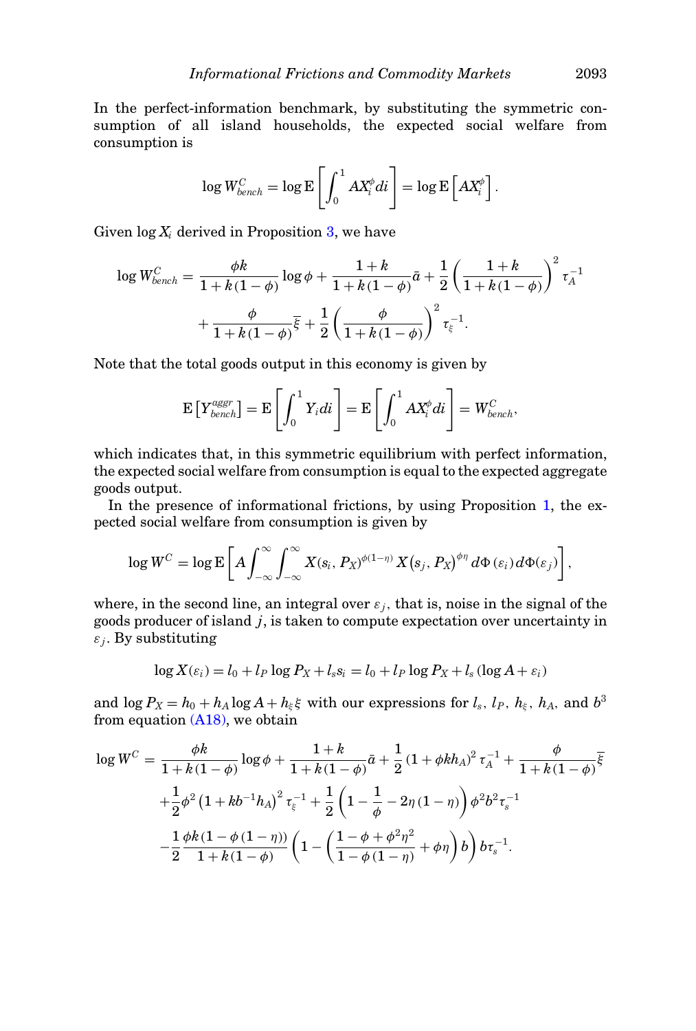In the perfect-information benchmark, by substituting the symmetric consumption of all island households, the expected social welfare from consumption is

$$\log W_{bench}^{C} = \log \mathrm{E}\left[\int_0^1 A X_i^{\phi} di\right] = \log \mathrm{E}\left[A X_i^{\phi}\right].$$

Given $\log X_i$ derived in Proposition 3, we have

$$\log W_{bench}^{C} = \frac{\phi k}{1+k(1-\phi)}\log\phi + \frac{1+k}{1+k(1-\phi)}\bar{a} + \frac{1}{2}\left(\frac{1+k}{1+k(1-\phi)}\right)^2 \tau_A^{-1} + \frac{\phi}{1+k(1-\phi)}\bar{\xi} + \frac{1}{2}\left(\frac{\phi}{1+k(1-\phi)}\right)^2 \tau_{\xi}^{-1}.$$

Note that the total goods output in this economy is given by

$$\mathrm{E}\left[Y_{bench}^{aggr}\right] = \mathrm{E}\left[\int_0^1 Y_i di\right] = \mathrm{E}\left[\int_0^1 A X_i^{\phi} di\right] = W_{bench}^{C},$$

which indicates that, in this symmetric equilibrium with perfect information, the expected social welfare from consumption is equal to the expected aggregate goods output.

In the presence of informational frictions, by using Proposition 1, the expected social welfare from consumption is given by

$$\log W^{C} = \log \mathrm{E}\left[A\int_{-\infty}^{\infty}\int_{-\infty}^{\infty} X(s_i, P_X)^{\phi(1-\eta)} X\left(s_j, P_X\right)^{\phi\eta} d\Phi\left(\varepsilon_i\right) d\Phi(\varepsilon_j)\right],$$

where, in the second line, an integral over $\varepsilon_j$, that is, noise in the signal of the goods producer of island $j$, is taken to compute expectation over uncertainty in $\varepsilon_j$. By substituting

$$\log X(\varepsilon_i) = l_0 + l_P \log P_X + l_s s_i = l_0 + l_P \log P_X + l_s\left(\log A + \varepsilon_i\right)$$

and $\log P_X = h_0 + h_A \log A + h_{\xi}\xi$ with our expressions for $l_s$, $l_P$, $h_{\xi}$, $h_A$, and $b^3$ from equation (A18), we obtain

$$\begin{aligned}
\log W^{C} = {} & \frac{\phi k}{1+k(1-\phi)}\log\phi + \frac{1+k}{1+k(1-\phi)}\bar{a} + \frac{1}{2}\left(1+\phi k h_A\right)^2 \tau_A^{-1} + \frac{\phi}{1+k(1-\phi)}\bar{\xi} \\
& + \frac{1}{2}\phi^2\left(1+kb^{-1}h_A\right)^2 \tau_{\xi}^{-1} + \frac{1}{2}\left(1-\frac{1}{\phi}-2\eta(1-\eta)\right)\phi^2 b^2 \tau_s^{-1} \\
& - \frac{1}{2}\frac{\phi k\left(1-\phi(1-\eta)\right)}{1+k(1-\phi)}\left(1-\left(\frac{1-\phi+\phi^2\eta^2}{1-\phi(1-\eta)}+\phi\eta\right)b\right) b\tau_s^{-1}.
\end{aligned}$$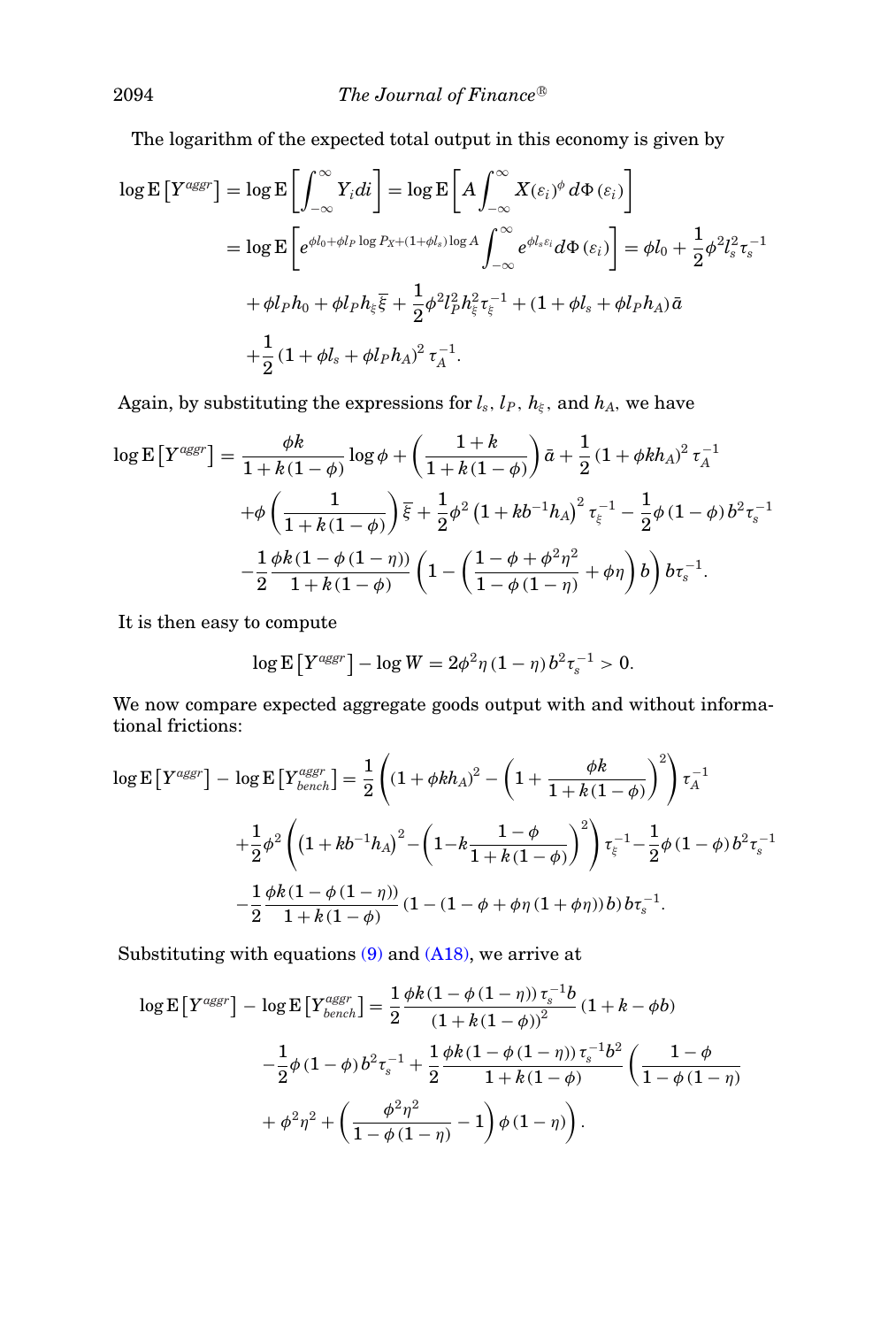The logarithm of the expected total output in this economy is given by

$$
\begin{aligned}
\log \mathrm{E}\left[Y^{aggr}\right] &= \log \mathrm{E}\left[\int_{-\infty}^{\infty} Y_i di\right] = \log \mathrm{E}\left[A \int_{-\infty}^{\infty} X(\varepsilon_i)^{\phi}\, d\Phi\left(\varepsilon_i\right)\right] \\
&= \log \mathrm{E}\left[e^{\phi l_0 + \phi l_P \log P_X + (1+\phi l_s)\log A} \int_{-\infty}^{\infty} e^{\phi l_s \varepsilon_i} d\Phi\left(\varepsilon_i\right)\right] = \phi l_0 + \frac{1}{2}\phi^2 l_s^2 \tau_s^{-1} \\
&\quad + \phi l_P h_0 + \phi l_P h_\xi \bar{\xi} + \frac{1}{2}\phi^2 l_P^2 h_\xi^2 \tau_\xi^{-1} + \left(1 + \phi l_s + \phi l_P h_A\right)\bar{a} \\
&\quad + \frac{1}{2}\left(1 + \phi l_s + \phi l_P h_A\right)^2 \tau_A^{-1}.
\end{aligned}
$$

Again, by substituting the expressions for $l_s$, $l_P$, $h_\xi$, and $h_A$, we have

$$
\begin{aligned}
\log \mathrm{E}\left[Y^{aggr}\right] &= \frac{\phi k}{1 + k(1-\phi)}\log \phi + \left(\frac{1+k}{1+k(1-\phi)}\right)\bar{a} + \frac{1}{2}\left(1 + \phi k h_A\right)^2 \tau_A^{-1} \\
&\quad + \phi\left(\frac{1}{1 + k(1-\phi)}\right)\bar{\xi} + \frac{1}{2}\phi^2\left(1 + k b^{-1} h_A\right)^2 \tau_\xi^{-1} - \frac{1}{2}\phi\left(1-\phi\right) b^2 \tau_s^{-1} \\
&\quad - \frac{1}{2}\frac{\phi k\left(1 - \phi\left(1-\eta\right)\right)}{1 + k(1-\phi)}\left(1 - \left(\frac{1 - \phi + \phi^2\eta^2}{1 - \phi\left(1-\eta\right)} + \phi\eta\right) b\right) b \tau_s^{-1}.
\end{aligned}
$$

It is then easy to compute

$$
\log \mathrm{E}\left[Y^{aggr}\right] - \log W = 2\phi^2 \eta\left(1-\eta\right) b^2 \tau_s^{-1} > 0.
$$

We now compare expected aggregate goods output with and without informational frictions:

$$
\begin{aligned}
\log \mathrm{E}\left[Y^{aggr}\right] - \log \mathrm{E}\left[Y^{aggr}_{bench}\right] &= \frac{1}{2}\left(\left(1 + \phi k h_A\right)^2 - \left(1 + \frac{\phi k}{1 + k(1-\phi)}\right)^2\right)\tau_A^{-1} \\
&\quad + \frac{1}{2}\phi^2\left(\left(1 + k b^{-1} h_A\right)^2 - \left(1 - k\frac{1-\phi}{1 + k(1-\phi)}\right)^2\right)\tau_\xi^{-1} - \frac{1}{2}\phi\left(1-\phi\right) b^2 \tau_s^{-1} \\
&\quad - \frac{1}{2}\frac{\phi k\left(1 - \phi\left(1-\eta\right)\right)}{1 + k(1-\phi)}\left(1 - \left(1 - \phi + \phi\eta\left(1 + \phi\eta\right)\right) b\right) b \tau_s^{-1}.
\end{aligned}
$$

Substituting with equations (9) and (A18), we arrive at

$$
\begin{aligned}
\log \mathrm{E}\left[Y^{aggr}\right] - \log \mathrm{E}\left[Y^{aggr}_{bench}\right] &= \frac{1}{2}\frac{\phi k\left(1 - \phi\left(1-\eta\right)\right)\tau_s^{-1} b}{\left(1 + k(1-\phi)\right)^2}\left(1 + k - \phi b\right) \\
&\quad - \frac{1}{2}\phi\left(1-\phi\right) b^2 \tau_s^{-1} + \frac{1}{2}\frac{\phi k\left(1 - \phi\left(1-\eta\right)\right)\tau_s^{-1} b^2}{1 + k(1-\phi)}\left(\frac{1-\phi}{1 - \phi\left(1-\eta\right)}\right. \\
&\quad \left. + \phi^2\eta^2 + \left(\frac{\phi^2\eta^2}{1 - \phi\left(1-\eta\right)} - 1\right)\phi\left(1-\eta\right)\right).
\end{aligned}
$$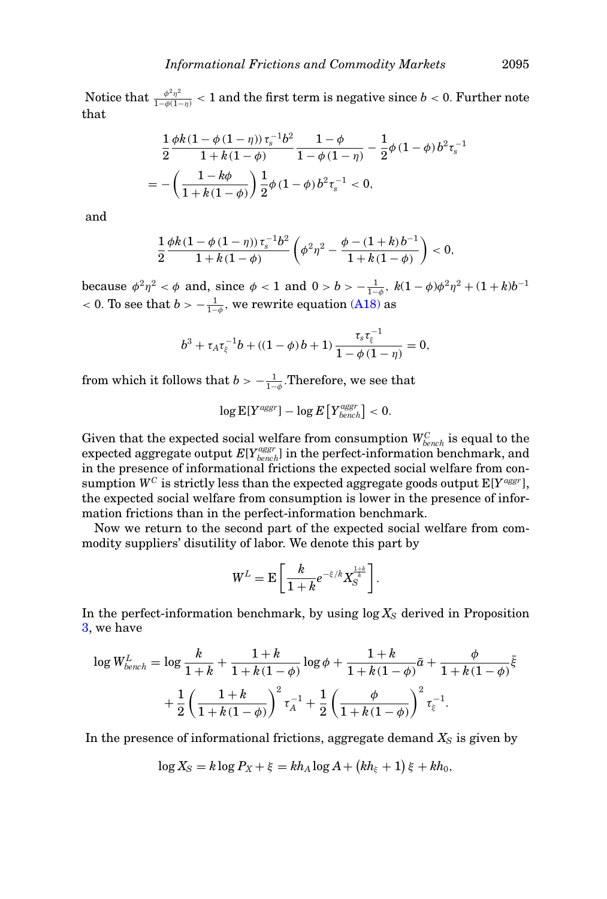Notice that $\frac{\phi^2\eta^2}{1-\phi(1-\eta)} < 1$ and the first term is negative since $b < 0$. Further note that

$$\frac{1}{2}\frac{\phi k(1-\phi(1-\eta))\tau_s^{-1}b^2}{1+k(1-\phi)}\frac{1-\phi}{1-\phi(1-\eta)} - \frac{1}{2}\phi(1-\phi)b^2\tau_s^{-1}$$
$$= -\left(\frac{1-k\phi}{1+k(1-\phi)}\right)\frac{1}{2}\phi(1-\phi)b^2\tau_s^{-1} < 0,$$

and

$$\frac{1}{2}\frac{\phi k(1-\phi(1-\eta))\tau_s^{-1}b^2}{1+k(1-\phi)}\left(\phi^2\eta^2 - \frac{\phi-(1+k)b^{-1}}{1+k(1-\phi)}\right) < 0,$$

because $\phi^2\eta^2 < \phi$ and, since $\phi < 1$ and $0 > b > -\frac{1}{1-\phi}$, $k(1-\phi)\phi^2\eta^2 + (1+k)b^{-1} < 0$. To see that $b > -\frac{1}{1-\phi}$, we rewrite equation (A18) as

$$b^3 + \tau_A\tau_\xi^{-1}b + ((1-\phi)b+1)\frac{\tau_s\tau_\xi^{-1}}{1-\phi(1-\eta)} = 0,$$

from which it follows that $b > -\frac{1}{1-\phi}$. Therefore, we see that

$$\log \mathrm{E}[Y^{aggr}] - \log E\left[Y^{aggr}_{bench}\right] < 0.$$

Given that the expected social welfare from consumption $W^C_{bench}$ is equal to the expected aggregate output $E[Y^{aggr}_{bench}]$ in the perfect-information benchmark, and in the presence of informational frictions the expected social welfare from consumption $W^C$ is strictly less than the expected aggregate goods output $\mathrm{E}[Y^{aggr}]$, the expected social welfare from consumption is lower in the presence of information frictions than in the perfect-information benchmark.

Now we return to the second part of the expected social welfare from commodity suppliers' disutility of labor. We denote this part by

$$W^L = \mathrm{E}\left[\frac{k}{1+k}e^{-\xi/k}X_S^{\frac{1+k}{k}}\right].$$

In the perfect-information benchmark, by using $\log X_S$ derived in Proposition 3, we have

$$\log W^L_{bench} = \log\frac{k}{1+k} + \frac{1+k}{1+k(1-\phi)}\log\phi + \frac{1+k}{1+k(1-\phi)}\bar{a} + \frac{\phi}{1+k(1-\phi)}\bar{\xi}$$
$$+ \frac{1}{2}\left(\frac{1+k}{1+k(1-\phi)}\right)^2\tau_A^{-1} + \frac{1}{2}\left(\frac{\phi}{1+k(1-\phi)}\right)^2\tau_\xi^{-1}.$$

In the presence of informational frictions, aggregate demand $X_S$ is given by

$$\log X_S = k\log P_X + \xi = kh_A\log A + (kh_\xi + 1)\xi + kh_0,$$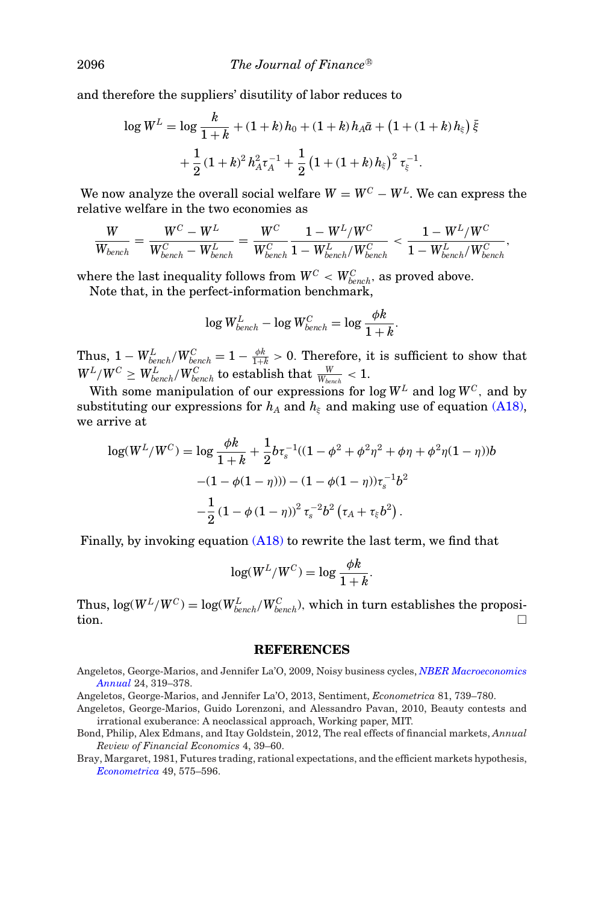and therefore the suppliers' disutility of labor reduces to

$$\log W^L = \log \frac{k}{1+k} + (1+k)\,h_0 + (1+k)\,h_A \bar{a} + \left(1 + (1+k)\,h_\xi\right)\bar{\xi} + \frac{1}{2}(1+k)^2 h_A^2 \tau_A^{-1} + \frac{1}{2}\left(1 + (1+k)\,h_\xi\right)^2 \tau_\xi^{-1}.$$

We now analyze the overall social welfare $W = W^C - W^L$. We can express the relative welfare in the two economies as

$$\frac{W}{W_{bench}} = \frac{W^C - W^L}{W^C_{bench} - W^L_{bench}} = \frac{W^C}{W^C_{bench}} \frac{1 - W^L/W^C}{1 - W^L_{bench}/W^C_{bench}} < \frac{1 - W^L/W^C}{1 - W^L_{bench}/W^C_{bench}},$$

where the last inequality follows from $W^C < W^C_{bench}$, as proved above.

Note that, in the perfect-information benchmark,

$$\log W^L_{bench} - \log W^C_{bench} = \log \frac{\phi k}{1+k}.$$

Thus, $1 - W^L_{bench}/W^C_{bench} = 1 - \frac{\phi k}{1+k} > 0$. Therefore, it is sufficient to show that $W^L/W^C \geq W^L_{bench}/W^C_{bench}$ to establish that $\frac{W}{W_{bench}} < 1$.

With some manipulation of our expressions for $\log W^L$ and $\log W^C$, and by substituting our expressions for $h_A$ and $h_\xi$ and making use of equation (A18), we arrive at

$$\begin{aligned}\log(W^L/W^C) = \log \frac{\phi k}{1+k} &+ \frac{1}{2} b \tau_s^{-1}((1 - \phi^2 + \phi^2\eta^2 + \phi\eta + \phi^2\eta(1-\eta))b \\ &- (1 - \phi(1-\eta))) - (1 - \phi(1-\eta))\tau_s^{-1} b^2 \\ &- \frac{1}{2}\left(1 - \phi\,(1-\eta)\right)^2 \tau_s^{-2} b^2 \left(\tau_A + \tau_\xi b^2\right).\end{aligned}$$

Finally, by invoking equation (A18) to rewrite the last term, we find that

$$\log(W^L/W^C) = \log \frac{\phi k}{1+k}.$$

Thus, $\log(W^L/W^C) = \log(W^L_{bench}/W^C_{bench})$, which in turn establishes the proposition. □

## REFERENCES

Angeletos, George-Marios, and Jennifer La'O, 2009, Noisy business cycles, *NBER Macroeconomics Annual* 24, 319–378.

Angeletos, George-Marios, and Jennifer La'O, 2013, Sentiment, *Econometrica* 81, 739–780.

Angeletos, George-Marios, Guido Lorenzoni, and Alessandro Pavan, 2010, Beauty contests and irrational exuberance: A neoclassical approach, Working paper, MIT.

Bond, Philip, Alex Edmans, and Itay Goldstein, 2012, The real effects of financial markets, *Annual Review of Financial Economics* 4, 39–60.

Bray, Margaret, 1981, Futures trading, rational expectations, and the efficient markets hypothesis, *Econometrica* 49, 575–596.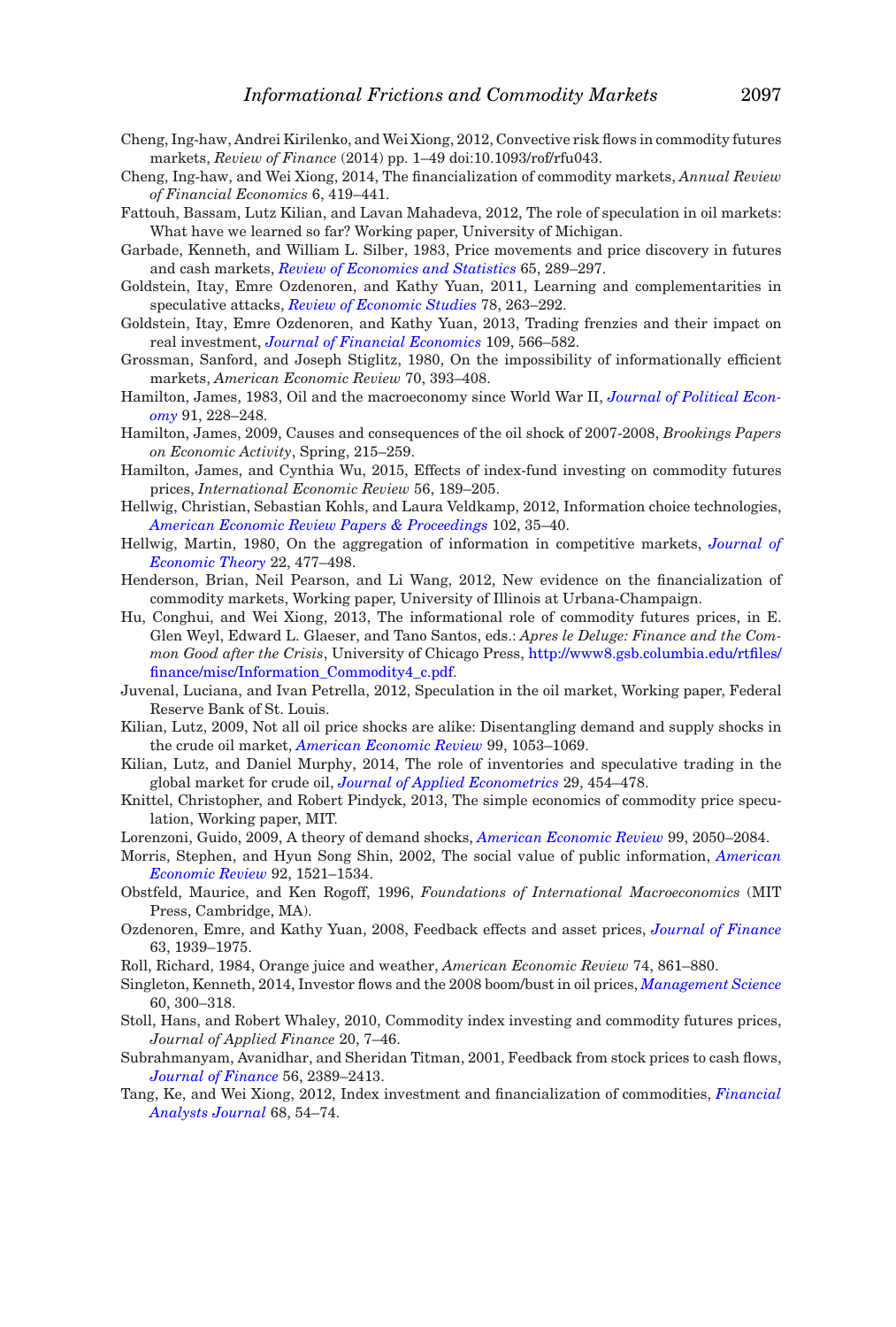Cheng, Ing-haw, Andrei Kirilenko, and Wei Xiong, 2012, Convective risk flows in commodity futures markets, *Review of Finance* (2014) pp. 1–49 doi:10.1093/rof/rfu043.

Cheng, Ing-haw, and Wei Xiong, 2014, The financialization of commodity markets, *Annual Review of Financial Economics* 6, 419–441.

Fattouh, Bassam, Lutz Kilian, and Lavan Mahadeva, 2012, The role of speculation in oil markets: What have we learned so far? Working paper, University of Michigan.

Garbade, Kenneth, and William L. Silber, 1983, Price movements and price discovery in futures and cash markets, *Review of Economics and Statistics* 65, 289–297.

Goldstein, Itay, Emre Ozdenoren, and Kathy Yuan, 2011, Learning and complementarities in speculative attacks, *Review of Economic Studies* 78, 263–292.

Goldstein, Itay, Emre Ozdenoren, and Kathy Yuan, 2013, Trading frenzies and their impact on real investment, *Journal of Financial Economics* 109, 566–582.

Grossman, Sanford, and Joseph Stiglitz, 1980, On the impossibility of informationally efficient markets, *American Economic Review* 70, 393–408.

Hamilton, James, 1983, Oil and the macroeconomy since World War II, *Journal of Political Economy* 91, 228–248.

Hamilton, James, 2009, Causes and consequences of the oil shock of 2007-2008, *Brookings Papers on Economic Activity*, Spring, 215–259.

Hamilton, James, and Cynthia Wu, 2015, Effects of index-fund investing on commodity futures prices, *International Economic Review* 56, 189–205.

Hellwig, Christian, Sebastian Kohls, and Laura Veldkamp, 2012, Information choice technologies, *American Economic Review Papers & Proceedings* 102, 35–40.

Hellwig, Martin, 1980, On the aggregation of information in competitive markets, *Journal of Economic Theory* 22, 477–498.

Henderson, Brian, Neil Pearson, and Li Wang, 2012, New evidence on the financialization of commodity markets, Working paper, University of Illinois at Urbana-Champaign.

Hu, Conghui, and Wei Xiong, 2013, The informational role of commodity futures prices, in E. Glen Weyl, Edward L. Glaeser, and Tano Santos, eds.: *Apres le Deluge: Finance and the Common Good after the Crisis*, University of Chicago Press, http://www8.gsb.columbia.edu/rtfiles/finance/misc/Information_Commodity4_c.pdf.

Juvenal, Luciana, and Ivan Petrella, 2012, Speculation in the oil market, Working paper, Federal Reserve Bank of St. Louis.

Kilian, Lutz, 2009, Not all oil price shocks are alike: Disentangling demand and supply shocks in the crude oil market, *American Economic Review* 99, 1053–1069.

Kilian, Lutz, and Daniel Murphy, 2014, The role of inventories and speculative trading in the global market for crude oil, *Journal of Applied Econometrics* 29, 454–478.

Knittel, Christopher, and Robert Pindyck, 2013, The simple economics of commodity price speculation, Working paper, MIT.

Lorenzoni, Guido, 2009, A theory of demand shocks, *American Economic Review* 99, 2050–2084.

Morris, Stephen, and Hyun Song Shin, 2002, The social value of public information, *American Economic Review* 92, 1521–1534.

Obstfeld, Maurice, and Ken Rogoff, 1996, *Foundations of International Macroeconomics* (MIT Press, Cambridge, MA).

Ozdenoren, Emre, and Kathy Yuan, 2008, Feedback effects and asset prices, *Journal of Finance* 63, 1939–1975.

Roll, Richard, 1984, Orange juice and weather, *American Economic Review* 74, 861–880.

Singleton, Kenneth, 2014, Investor flows and the 2008 boom/bust in oil prices, *Management Science* 60, 300–318.

Stoll, Hans, and Robert Whaley, 2010, Commodity index investing and commodity futures prices, *Journal of Applied Finance* 20, 7–46.

Subrahmanyam, Avanidhar, and Sheridan Titman, 2001, Feedback from stock prices to cash flows, *Journal of Finance* 56, 2389–2413.

Tang, Ke, and Wei Xiong, 2012, Index investment and financialization of commodities, *Financial Analysts Journal* 68, 54–74.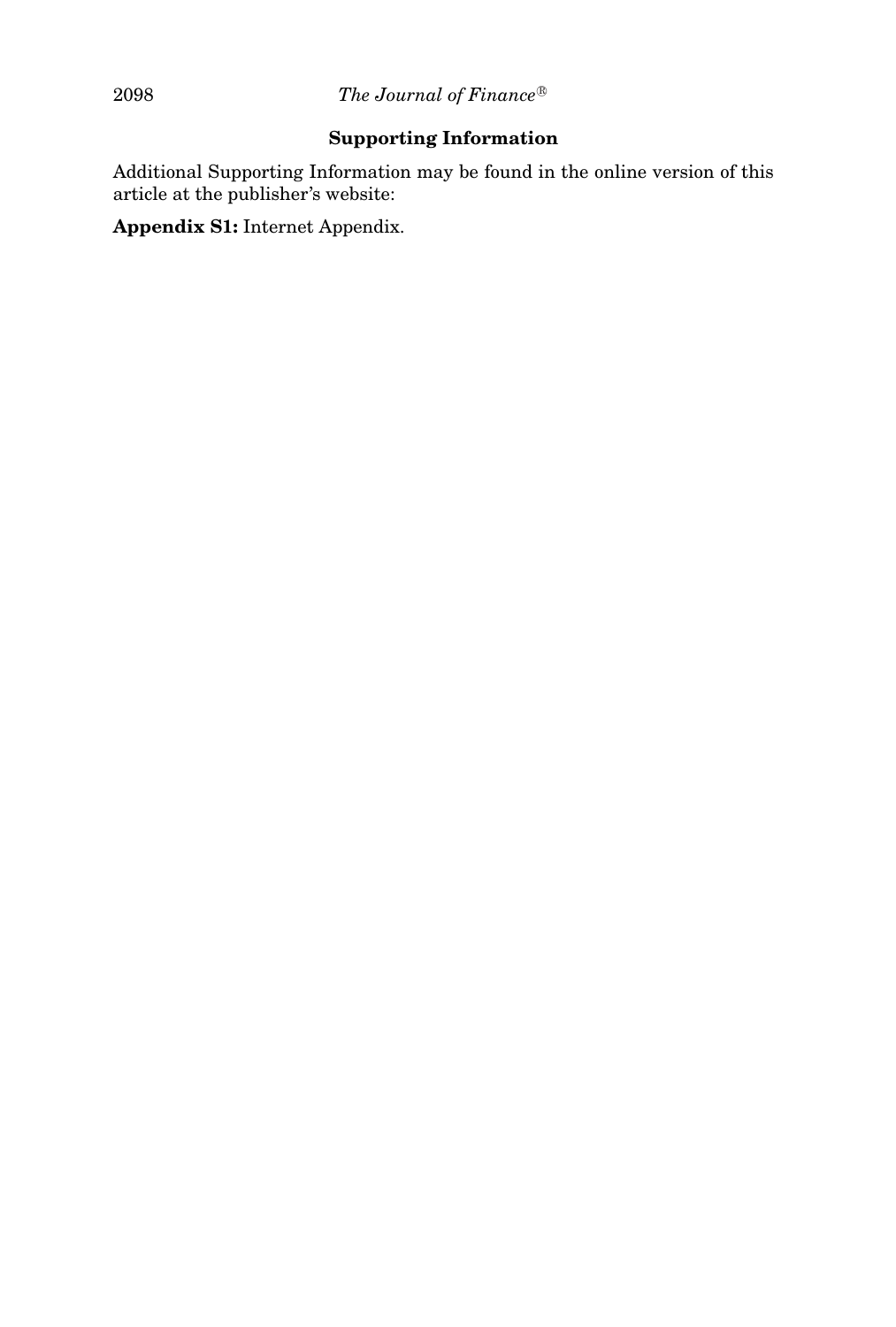## Supporting Information

Additional Supporting Information may be found in the online version of this article at the publisher's website:

**Appendix S1:** Internet Appendix.